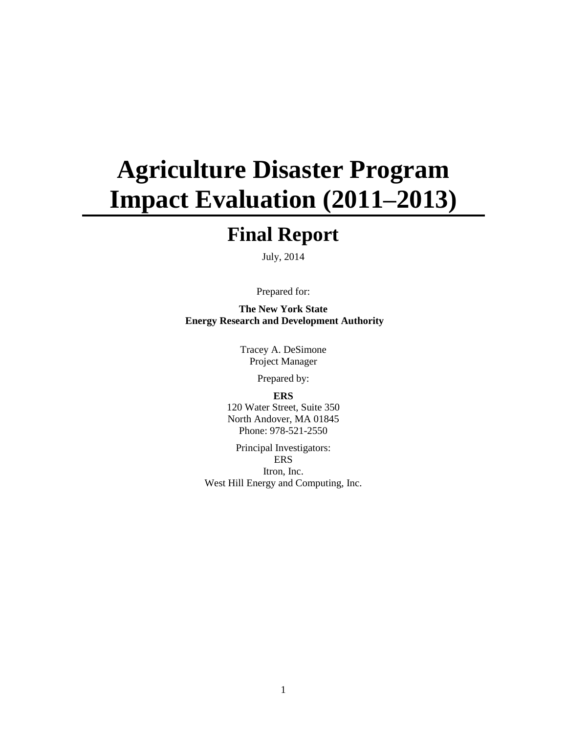# Agriculture Disaster Program Impact Evaluation (2011–2013)

## Final Report

July, 2014

Prepared for:

**The New York State Energy Research and Development Authority**

Tracey A. DeSimone
Project Manager

Prepared by:

**ERS**
120 Water Street, Suite 350
North Andover, MA 01845
Phone: 978-521-2550

Principal Investigators:
ERS
Itron, Inc.
West Hill Energy and Computing, Inc.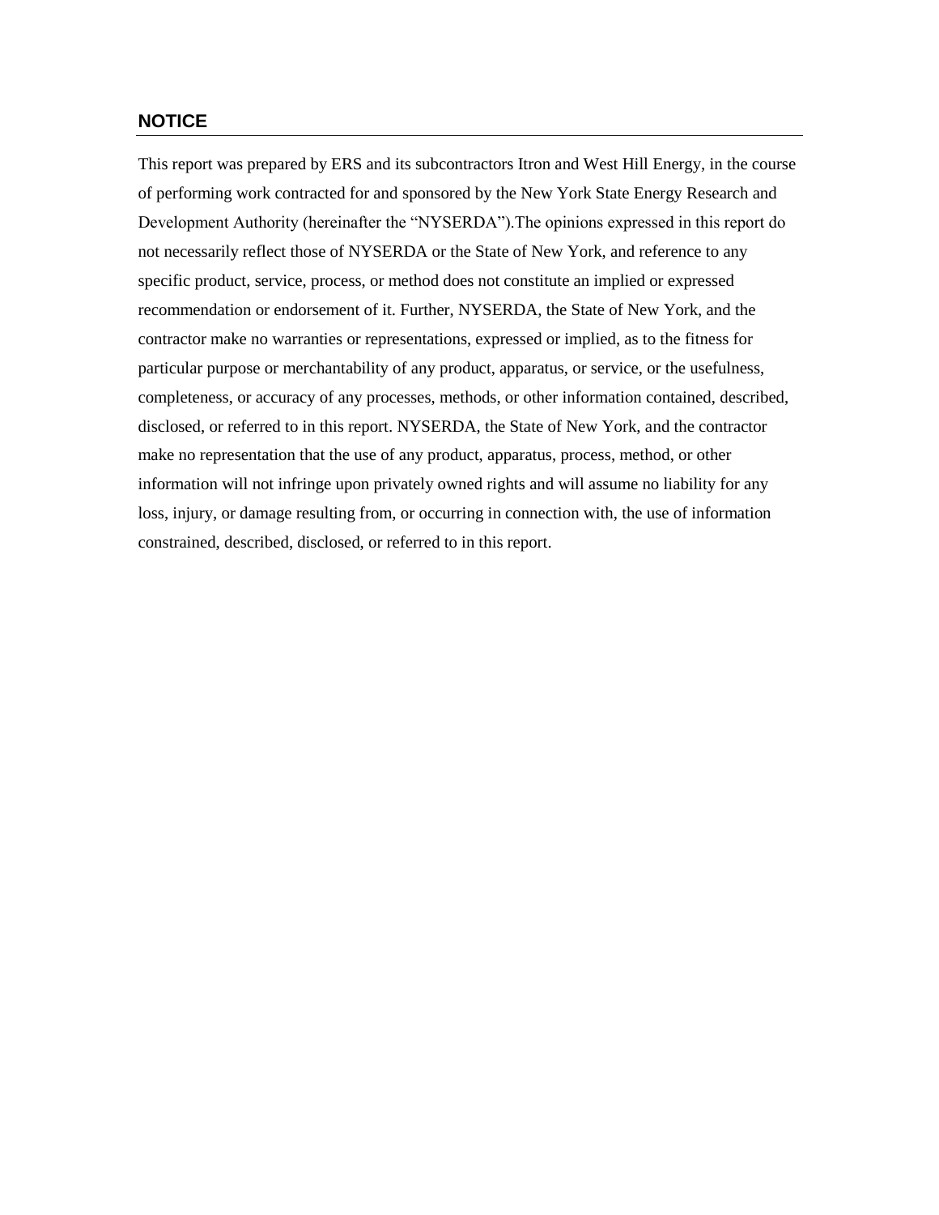## NOTICE

This report was prepared by ERS and its subcontractors Itron and West Hill Energy, in the course of performing work contracted for and sponsored by the New York State Energy Research and Development Authority (hereinafter the "NYSERDA").The opinions expressed in this report do not necessarily reflect those of NYSERDA or the State of New York, and reference to any specific product, service, process, or method does not constitute an implied or expressed recommendation or endorsement of it. Further, NYSERDA, the State of New York, and the contractor make no warranties or representations, expressed or implied, as to the fitness for particular purpose or merchantability of any product, apparatus, or service, or the usefulness, completeness, or accuracy of any processes, methods, or other information contained, described, disclosed, or referred to in this report. NYSERDA, the State of New York, and the contractor make no representation that the use of any product, apparatus, process, method, or other information will not infringe upon privately owned rights and will assume no liability for any loss, injury, or damage resulting from, or occurring in connection with, the use of information constrained, described, disclosed, or referred to in this report.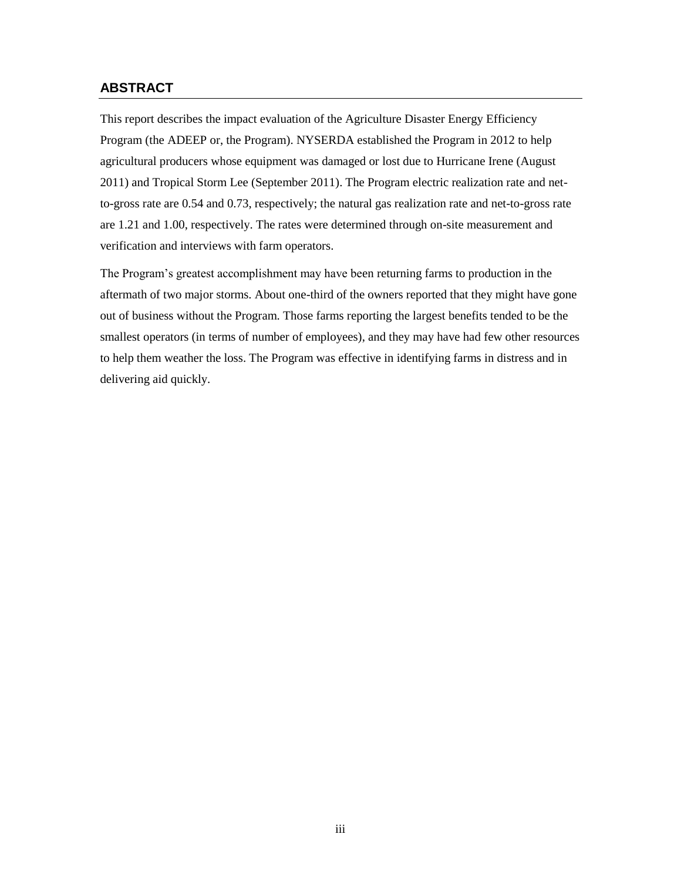## ABSTRACT

This report describes the impact evaluation of the Agriculture Disaster Energy Efficiency Program (the ADEEP or, the Program). NYSERDA established the Program in 2012 to help agricultural producers whose equipment was damaged or lost due to Hurricane Irene (August 2011) and Tropical Storm Lee (September 2011). The Program electric realization rate and net-to-gross rate are 0.54 and 0.73, respectively; the natural gas realization rate and net-to-gross rate are 1.21 and 1.00, respectively. The rates were determined through on-site measurement and verification and interviews with farm operators.

The Program's greatest accomplishment may have been returning farms to production in the aftermath of two major storms. About one-third of the owners reported that they might have gone out of business without the Program. Those farms reporting the largest benefits tended to be the smallest operators (in terms of number of employees), and they may have had few other resources to help them weather the loss. The Program was effective in identifying farms in distress and in delivering aid quickly.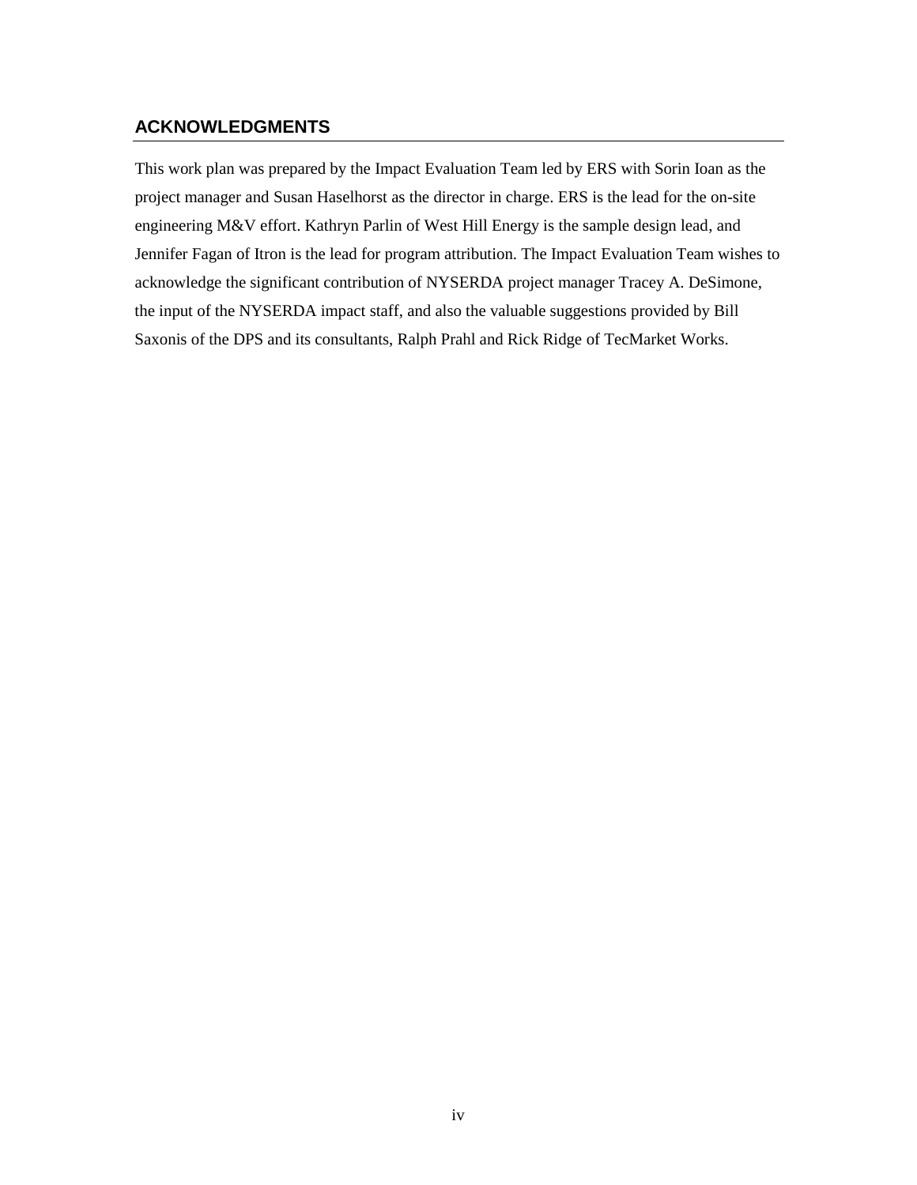## ACKNOWLEDGMENTS

This work plan was prepared by the Impact Evaluation Team led by ERS with Sorin Ioan as the project manager and Susan Haselhorst as the director in charge. ERS is the lead for the on-site engineering M&V effort. Kathryn Parlin of West Hill Energy is the sample design lead, and Jennifer Fagan of Itron is the lead for program attribution. The Impact Evaluation Team wishes to acknowledge the significant contribution of NYSERDA project manager Tracey A. DeSimone, the input of the NYSERDA impact staff, and also the valuable suggestions provided by Bill Saxonis of the DPS and its consultants, Ralph Prahl and Rick Ridge of TecMarket Works.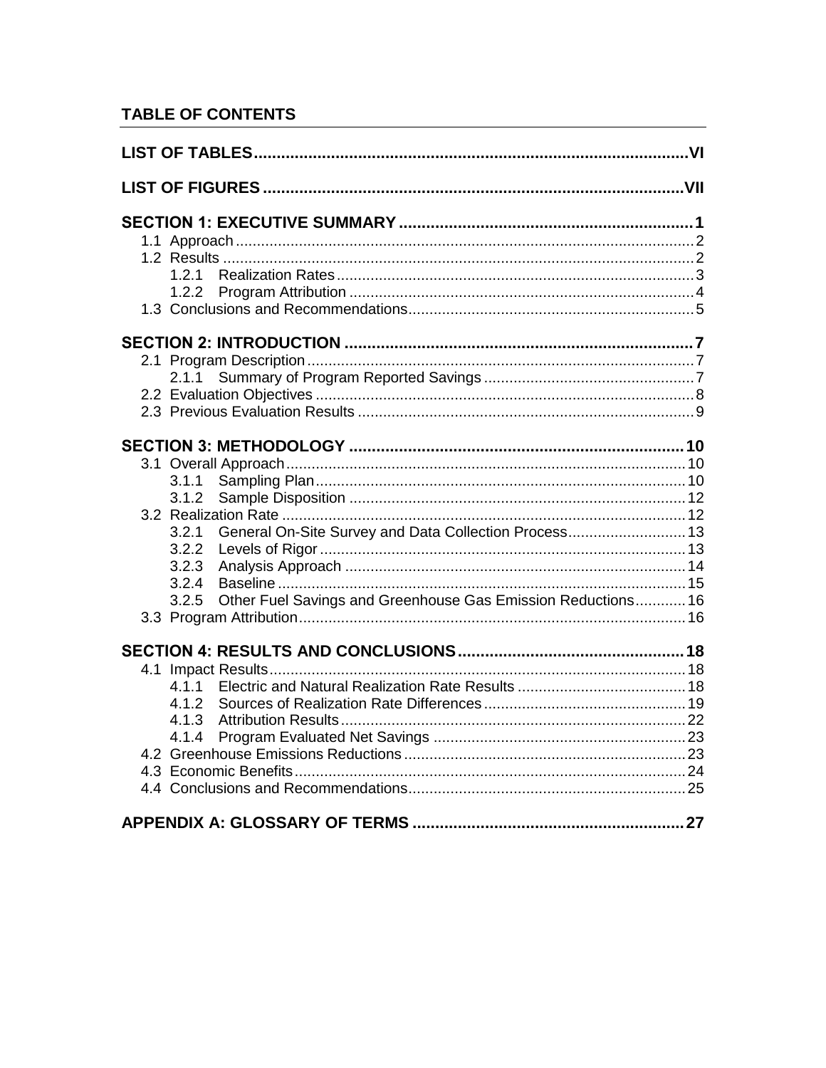## TABLE OF CONTENTS

**LIST OF TABLES** ..... VI

**LIST OF FIGURES** ..... VII

**SECTION 1: EXECUTIVE SUMMARY** ..... 1

- 1.1 Approach ..... 2
- 1.2 Results ..... 2
  - 1.2.1 Realization Rates ..... 3
  - 1.2.2 Program Attribution ..... 4
- 1.3 Conclusions and Recommendations ..... 5

**SECTION 2: INTRODUCTION** ..... 7

- 2.1 Program Description ..... 7
  - 2.1.1 Summary of Program Reported Savings ..... 7
- 2.2 Evaluation Objectives ..... 8
- 2.3 Previous Evaluation Results ..... 9

**SECTION 3: METHODOLOGY** ..... 10

- 3.1 Overall Approach ..... 10
  - 3.1.1 Sampling Plan ..... 10
  - 3.1.2 Sample Disposition ..... 12
- 3.2 Realization Rate ..... 12
  - 3.2.1 General On-Site Survey and Data Collection Process ..... 13
  - 3.2.2 Levels of Rigor ..... 13
  - 3.2.3 Analysis Approach ..... 14
  - 3.2.4 Baseline ..... 15
  - 3.2.5 Other Fuel Savings and Greenhouse Gas Emission Reductions ..... 16
- 3.3 Program Attribution ..... 16

**SECTION 4: RESULTS AND CONCLUSIONS** ..... 18

- 4.1 Impact Results ..... 18
  - 4.1.1 Electric and Natural Realization Rate Results ..... 18
  - 4.1.2 Sources of Realization Rate Differences ..... 19
  - 4.1.3 Attribution Results ..... 22
  - 4.1.4 Program Evaluated Net Savings ..... 23
- 4.2 Greenhouse Emissions Reductions ..... 23
- 4.3 Economic Benefits ..... 24
- 4.4 Conclusions and Recommendations ..... 25

**APPENDIX A: GLOSSARY OF TERMS** ..... 27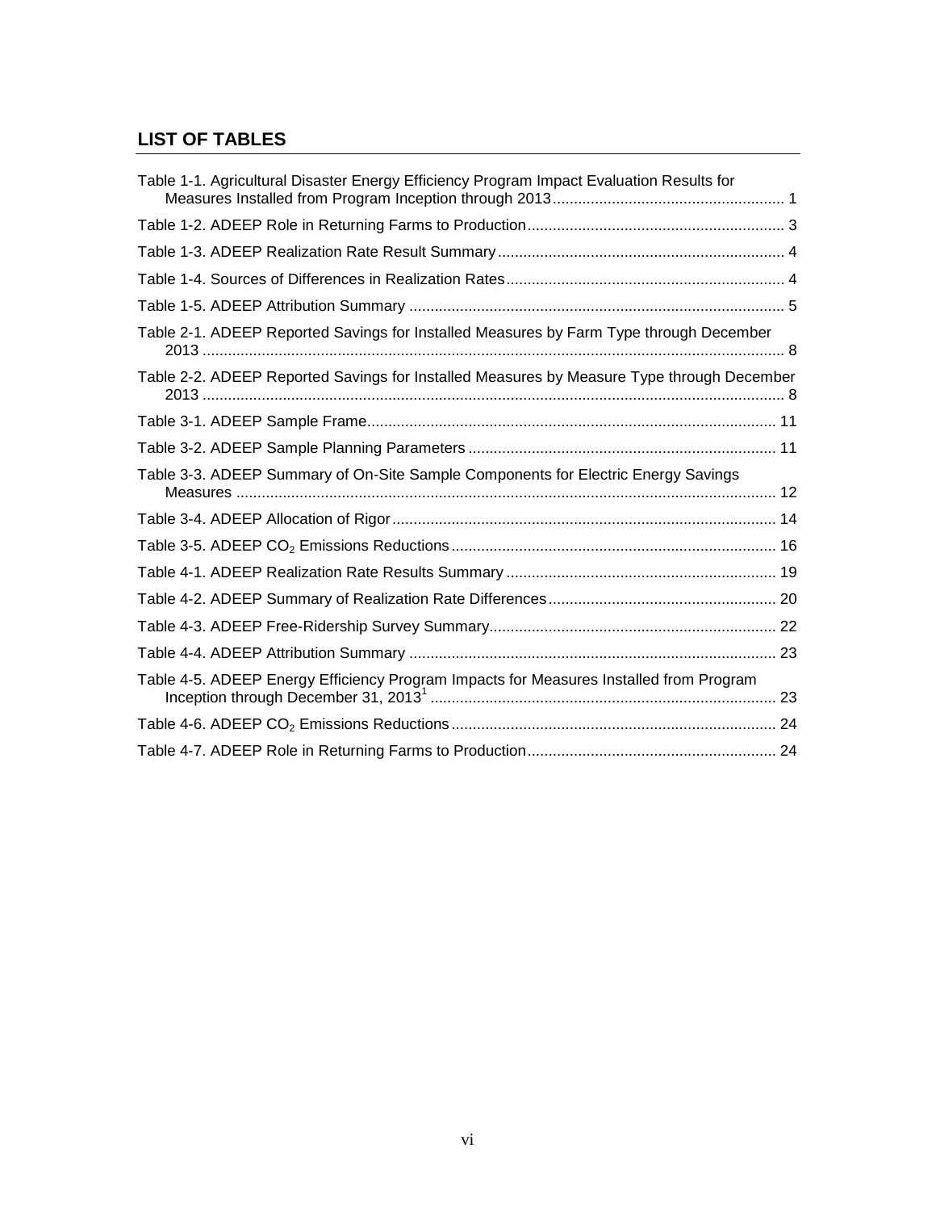## LIST OF TABLES

Table 1-1. Agricultural Disaster Energy Efficiency Program Impact Evaluation Results for Measures Installed from Program Inception through 2013 ....... 1

Table 1-2. ADEEP Role in Returning Farms to Production ....... 3

Table 1-3. ADEEP Realization Rate Result Summary ....... 4

Table 1-4. Sources of Differences in Realization Rates ....... 4

Table 1-5. ADEEP Attribution Summary ....... 5

Table 2-1. ADEEP Reported Savings for Installed Measures by Farm Type through December 2013 ....... 8

Table 2-2. ADEEP Reported Savings for Installed Measures by Measure Type through December 2013 ....... 8

Table 3-1. ADEEP Sample Frame ....... 11

Table 3-2. ADEEP Sample Planning Parameters ....... 11

Table 3-3. ADEEP Summary of On-Site Sample Components for Electric Energy Savings Measures ....... 12

Table 3-4. ADEEP Allocation of Rigor ....... 14

Table 3-5. ADEEP $CO_2$ Emissions Reductions ....... 16

Table 4-1. ADEEP Realization Rate Results Summary ....... 19

Table 4-2. ADEEP Summary of Realization Rate Differences ....... 20

Table 4-3. ADEEP Free-Ridership Survey Summary ....... 22

Table 4-4. ADEEP Attribution Summary ....... 23

Table 4-5. ADEEP Energy Efficiency Program Impacts for Measures Installed from Program Inception through December 31, 2013[1] ....... 23

Table 4-6. ADEEP $CO_2$ Emissions Reductions ....... 24

Table 4-7. ADEEP Role in Returning Farms to Production ....... 24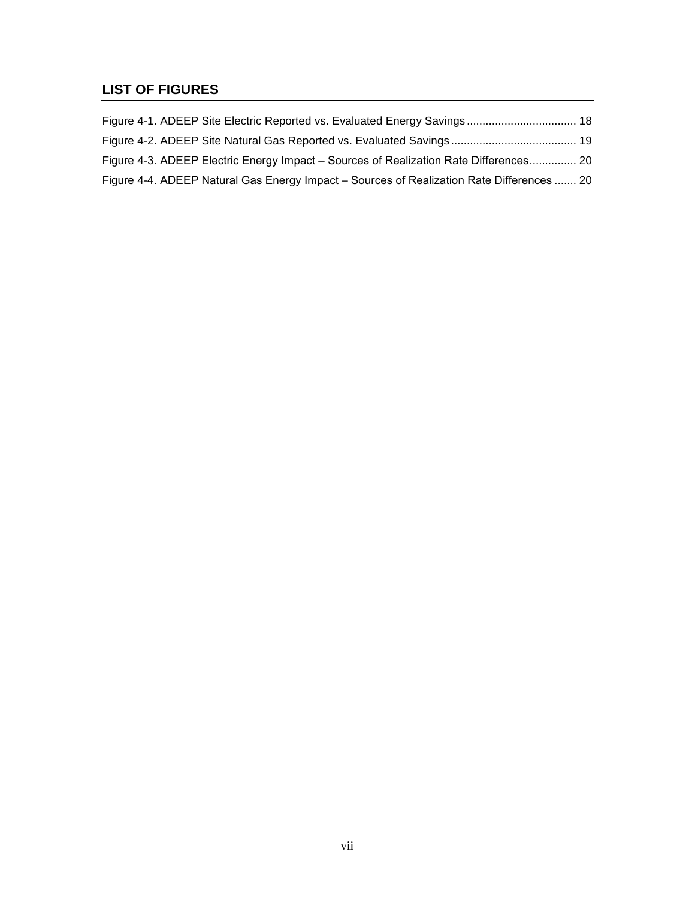## LIST OF FIGURES

Figure 4-1. ADEEP Site Electric Reported vs. Evaluated Energy Savings .................................. 18

Figure 4-2. ADEEP Site Natural Gas Reported vs. Evaluated Savings ....................................... 19

Figure 4-3. ADEEP Electric Energy Impact – Sources of Realization Rate Differences............... 20

Figure 4-4. ADEEP Natural Gas Energy Impact – Sources of Realization Rate Differences ....... 20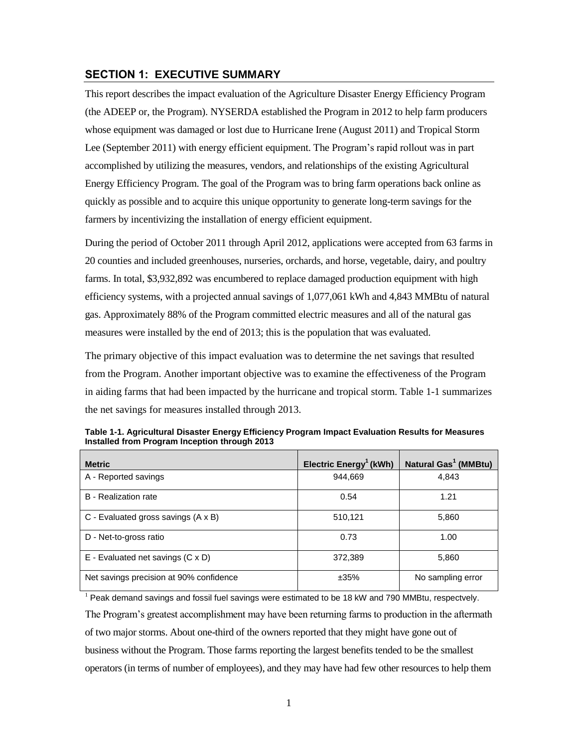## SECTION 1: EXECUTIVE SUMMARY

This report describes the impact evaluation of the Agriculture Disaster Energy Efficiency Program (the ADEEP or, the Program). NYSERDA established the Program in 2012 to help farm producers whose equipment was damaged or lost due to Hurricane Irene (August 2011) and Tropical Storm Lee (September 2011) with energy efficient equipment. The Program's rapid rollout was in part accomplished by utilizing the measures, vendors, and relationships of the existing Agricultural Energy Efficiency Program. The goal of the Program was to bring farm operations back online as quickly as possible and to acquire this unique opportunity to generate long-term savings for the farmers by incentivizing the installation of energy efficient equipment.

During the period of October 2011 through April 2012, applications were accepted from 63 farms in 20 counties and included greenhouses, nurseries, orchards, and horse, vegetable, dairy, and poultry farms. In total, $3,932,892 was encumbered to replace damaged production equipment with high efficiency systems, with a projected annual savings of 1,077,061 kWh and 4,843 MMBtu of natural gas. Approximately 88% of the Program committed electric measures and all of the natural gas measures were installed by the end of 2013; this is the population that was evaluated.

The primary objective of this impact evaluation was to determine the net savings that resulted from the Program. Another important objective was to examine the effectiveness of the Program in aiding farms that had been impacted by the hurricane and tropical storm. Table 1-1 summarizes the net savings for measures installed through 2013.

**Table 1-1. Agricultural Disaster Energy Efficiency Program Impact Evaluation Results for Measures Installed from Program Inception through 2013**

| Metric | Electric Energy[1] (kWh) | Natural Gas[1] (MMBtu) |
|---|---|---|
| A - Reported savings | 944,669 | 4,843 |
| B - Realization rate | 0.54 | 1.21 |
| C - Evaluated gross savings (A x B) | 510,121 | 5,860 |
| D - Net-to-gross ratio | 0.73 | 1.00 |
| E - Evaluated net savings (C x D) | 372,389 | 5,860 |
| Net savings precision at 90% confidence | ±35% | No sampling error |

[1] Peak demand savings and fossil fuel savings were estimated to be 18 kW and 790 MMBtu, respectvely.

The Program's greatest accomplishment may have been returning farms to production in the aftermath of two major storms. About one-third of the owners reported that they might have gone out of business without the Program. Those farms reporting the largest benefits tended to be the smallest operators (in terms of number of employees), and they may have had few other resources to help them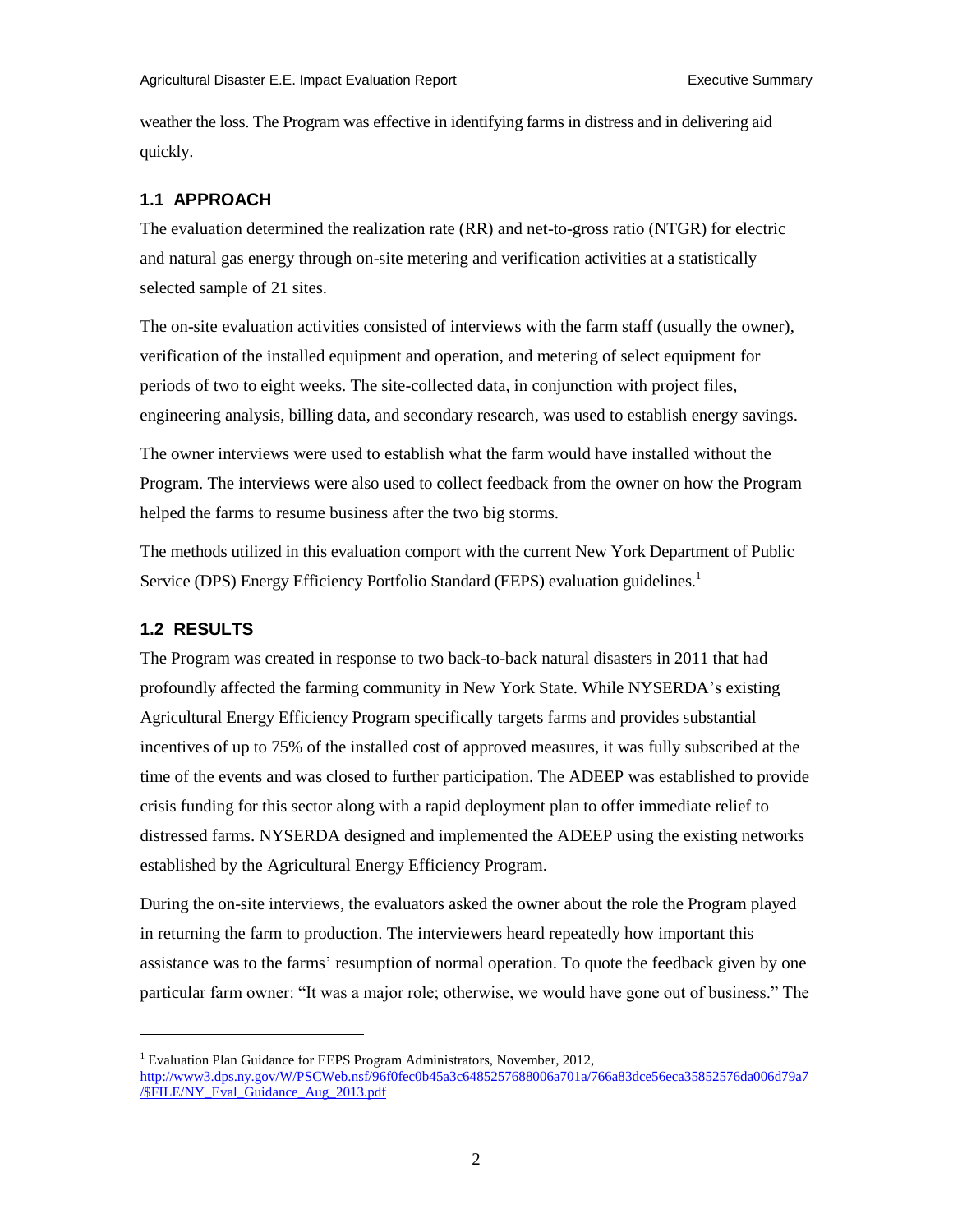weather the loss. The Program was effective in identifying farms in distress and in delivering aid quickly.

## 1.1 APPROACH

The evaluation determined the realization rate (RR) and net-to-gross ratio (NTGR) for electric and natural gas energy through on-site metering and verification activities at a statistically selected sample of 21 sites.

The on-site evaluation activities consisted of interviews with the farm staff (usually the owner), verification of the installed equipment and operation, and metering of select equipment for periods of two to eight weeks. The site-collected data, in conjunction with project files, engineering analysis, billing data, and secondary research, was used to establish energy savings.

The owner interviews were used to establish what the farm would have installed without the Program. The interviews were also used to collect feedback from the owner on how the Program helped the farms to resume business after the two big storms.

The methods utilized in this evaluation comport with the current New York Department of Public Service (DPS) Energy Efficiency Portfolio Standard (EEPS) evaluation guidelines.[1]

## 1.2 RESULTS

The Program was created in response to two back-to-back natural disasters in 2011 that had profoundly affected the farming community in New York State. While NYSERDA's existing Agricultural Energy Efficiency Program specifically targets farms and provides substantial incentives of up to 75% of the installed cost of approved measures, it was fully subscribed at the time of the events and was closed to further participation. The ADEEP was established to provide crisis funding for this sector along with a rapid deployment plan to offer immediate relief to distressed farms. NYSERDA designed and implemented the ADEEP using the existing networks established by the Agricultural Energy Efficiency Program.

During the on-site interviews, the evaluators asked the owner about the role the Program played in returning the farm to production. The interviewers heard repeatedly how important this assistance was to the farms' resumption of normal operation. To quote the feedback given by one particular farm owner: "It was a major role; otherwise, we would have gone out of business." The

---

[1] Evaluation Plan Guidance for EEPS Program Administrators, November, 2012, http://www3.dps.ny.gov/W/PSCWeb.nsf/96f0fec0b45a3c6485257688006a701a/766a83dce56eca35852576da006d79a7/$FILE/NY_Eval_Guidance_Aug_2013.pdf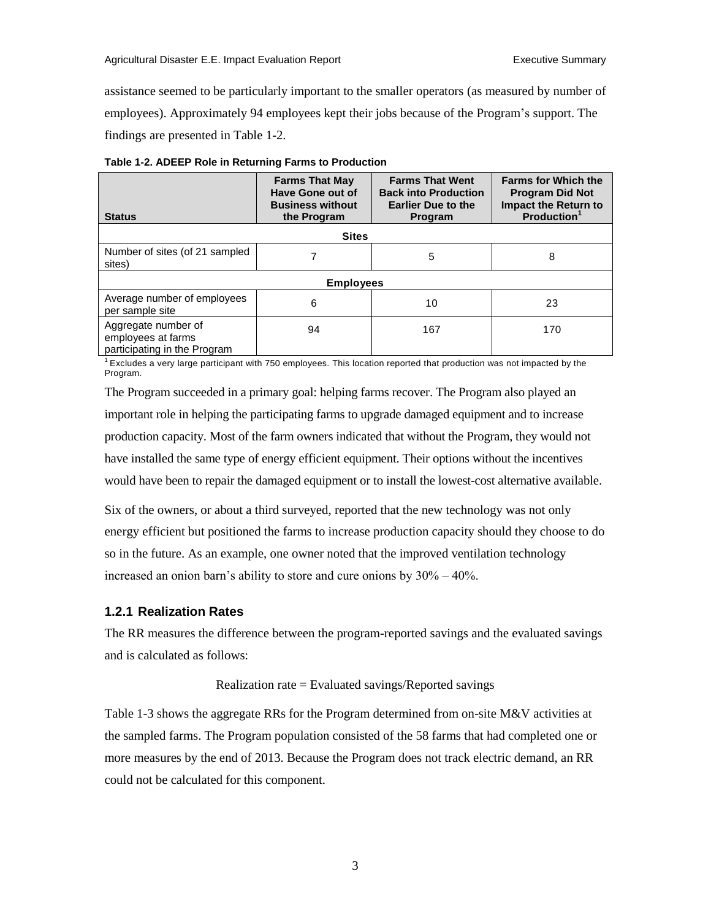assistance seemed to be particularly important to the smaller operators (as measured by number of employees). Approximately 94 employees kept their jobs because of the Program's support. The findings are presented in Table 1-2.

**Table 1-2. ADEEP Role in Returning Farms to Production**

| Status | Farms That May Have Gone out of Business without the Program | Farms That Went Back into Production Earlier Due to the Program | Farms for Which the Program Did Not Impact the Return to Production[1] |
|---|---|---|---|
| **Sites** | | | |
| Number of sites (of 21 sampled sites) | 7 | 5 | 8 |
| **Employees** | | | |
| Average number of employees per sample site | 6 | 10 | 23 |
| Aggregate number of employees at farms participating in the Program | 94 | 167 | 170 |

[1] Excludes a very large participant with 750 employees. This location reported that production was not impacted by the Program.

The Program succeeded in a primary goal: helping farms recover. The Program also played an important role in helping the participating farms to upgrade damaged equipment and to increase production capacity. Most of the farm owners indicated that without the Program, they would not have installed the same type of energy efficient equipment. Their options without the incentives would have been to repair the damaged equipment or to install the lowest-cost alternative available.

Six of the owners, or about a third surveyed, reported that the new technology was not only energy efficient but positioned the farms to increase production capacity should they choose to do so in the future. As an example, one owner noted that the improved ventilation technology increased an onion barn's ability to store and cure onions by 30% – 40%.

### 1.2.1 Realization Rates

The RR measures the difference between the program-reported savings and the evaluated savings and is calculated as follows:

$$\text{Realization rate} = \text{Evaluated savings}/\text{Reported savings}$$

Table 1-3 shows the aggregate RRs for the Program determined from on-site M&V activities at the sampled farms. The Program population consisted of the 58 farms that had completed one or more measures by the end of 2013. Because the Program does not track electric demand, an RR could not be calculated for this component.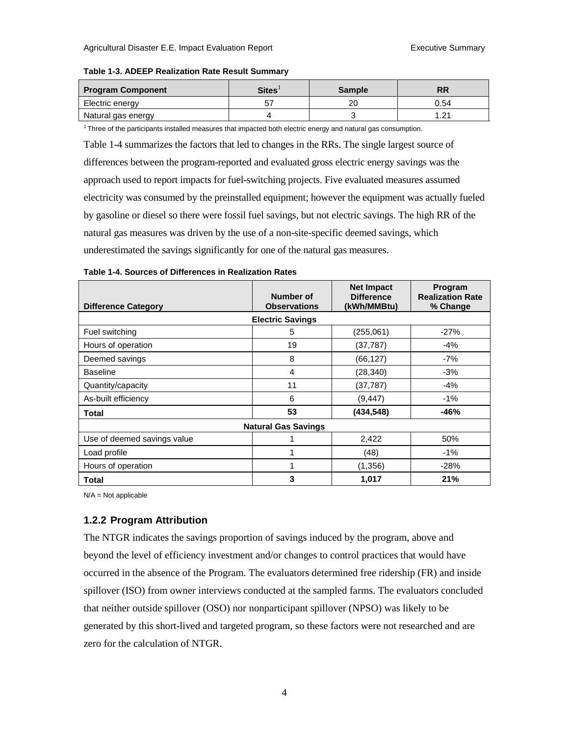**Table 1-3. ADEEP Realization Rate Result Summary**

| Program Component | Sites[1] | Sample | RR |
|---|---|---|---|
| Electric energy | 57 | 20 | 0.54 |
| Natural gas energy | 4 | 3 | 1.21 |

[1] Three of the participants installed measures that impacted both electric energy and natural gas consumption.

Table 1-4 summarizes the factors that led to changes in the RRs. The single largest source of differences between the program-reported and evaluated gross electric energy savings was the approach used to report impacts for fuel-switching projects. Five evaluated measures assumed electricity was consumed by the preinstalled equipment; however the equipment was actually fueled by gasoline or diesel so there were fossil fuel savings, but not electric savings. The high RR of the natural gas measures was driven by the use of a non-site-specific deemed savings, which underestimated the savings significantly for one of the natural gas measures.

**Table 1-4. Sources of Differences in Realization Rates**

| Difference Category | Number of Observations | Net Impact Difference (kWh/MMBtu) | Program Realization Rate % Change |
|---|---|---|---|
| **Electric Savings** | | | |
| Fuel switching | 5 | (255,061) | -27% |
| Hours of operation | 19 | (37,787) | -4% |
| Deemed savings | 8 | (66,127) | -7% |
| Baseline | 4 | (28,340) | -3% |
| Quantity/capacity | 11 | (37,787) | -4% |
| As-built efficiency | 6 | (9,447) | -1% |
| **Total** | **53** | **(434,548)** | **-46%** |
| **Natural Gas Savings** | | | |
| Use of deemed savings value | 1 | 2,422 | 50% |
| Load profile | 1 | (48) | -1% |
| Hours of operation | 1 | (1,356) | -28% |
| **Total** | **3** | **1,017** | **21%** |

N/A = Not applicable

### 1.2.2 Program Attribution

The NTGR indicates the savings proportion of savings induced by the program, above and beyond the level of efficiency investment and/or changes to control practices that would have occurred in the absence of the Program. The evaluators determined free ridership (FR) and inside spillover (ISO) from owner interviews conducted at the sampled farms. The evaluators concluded that neither outside spillover (OSO) nor nonparticipant spillover (NPSO) was likely to be generated by this short-lived and targeted program, so these factors were not researched and are zero for the calculation of NTGR.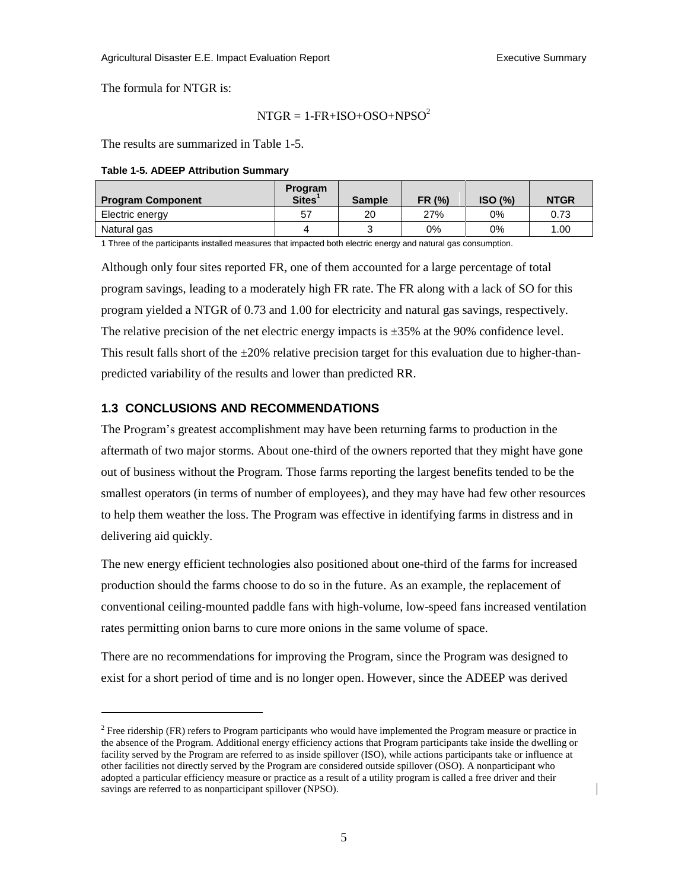The formula for NTGR is:

$$\text{NTGR} = 1\text{-FR+ISO+OSO+NPSO}^{2}$$

The results are summarized in Table 1-5.

**Table 1-5. ADEEP Attribution Summary**

| Program Component | Program Sites[1] | Sample | FR (%) | ISO (%) | NTGR |
|---|---|---|---|---|---|
| Electric energy | 57 | 20 | 27% | 0% | 0.73 |
| Natural gas | 4 | 3 | 0% | 0% | 1.00 |

1 Three of the participants installed measures that impacted both electric energy and natural gas consumption.

Although only four sites reported FR, one of them accounted for a large percentage of total program savings, leading to a moderately high FR rate. The FR along with a lack of SO for this program yielded a NTGR of 0.73 and 1.00 for electricity and natural gas savings, respectively. The relative precision of the net electric energy impacts is ±35% at the 90% confidence level. This result falls short of the ±20% relative precision target for this evaluation due to higher-than-predicted variability of the results and lower than predicted RR.

## 1.3 CONCLUSIONS AND RECOMMENDATIONS

The Program's greatest accomplishment may have been returning farms to production in the aftermath of two major storms. About one-third of the owners reported that they might have gone out of business without the Program. Those farms reporting the largest benefits tended to be the smallest operators (in terms of number of employees), and they may have had few other resources to help them weather the loss. The Program was effective in identifying farms in distress and in delivering aid quickly.

The new energy efficient technologies also positioned about one-third of the farms for increased production should the farms choose to do so in the future. As an example, the replacement of conventional ceiling-mounted paddle fans with high-volume, low-speed fans increased ventilation rates permitting onion barns to cure more onions in the same volume of space.

There are no recommendations for improving the Program, since the Program was designed to exist for a short period of time and is no longer open. However, since the ADEEP was derived

[2] Free ridership (FR) refers to Program participants who would have implemented the Program measure or practice in the absence of the Program. Additional energy efficiency actions that Program participants take inside the dwelling or facility served by the Program are referred to as inside spillover (ISO), while actions participants take or influence at other facilities not directly served by the Program are considered outside spillover (OSO). A nonparticipant who adopted a particular efficiency measure or practice as a result of a utility program is called a free driver and their savings are referred to as nonparticipant spillover (NPSO).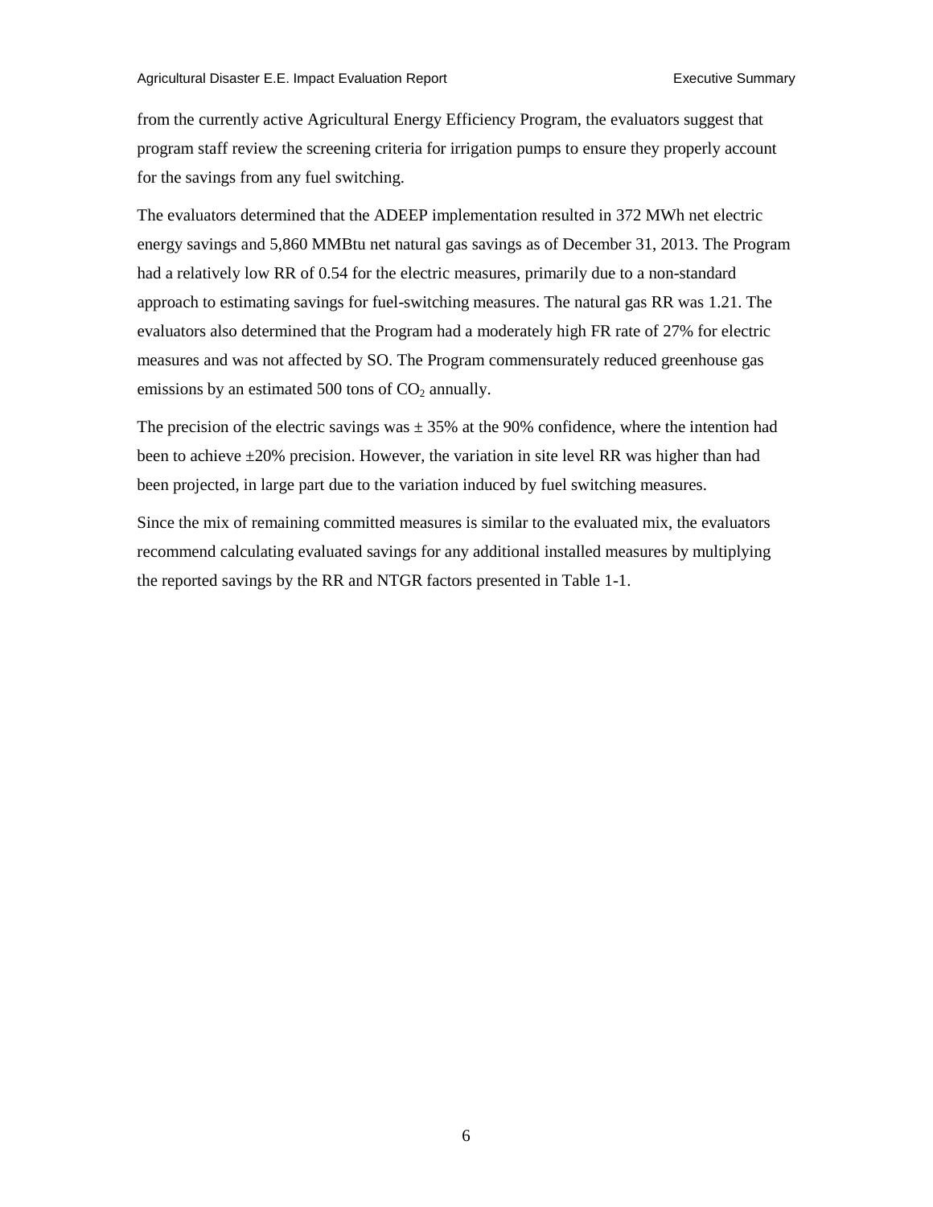from the currently active Agricultural Energy Efficiency Program, the evaluators suggest that program staff review the screening criteria for irrigation pumps to ensure they properly account for the savings from any fuel switching.

The evaluators determined that the ADEEP implementation resulted in 372 MWh net electric energy savings and 5,860 MMBtu net natural gas savings as of December 31, 2013. The Program had a relatively low RR of 0.54 for the electric measures, primarily due to a non-standard approach to estimating savings for fuel-switching measures. The natural gas RR was 1.21. The evaluators also determined that the Program had a moderately high FR rate of 27% for electric measures and was not affected by SO. The Program commensurately reduced greenhouse gas emissions by an estimated 500 tons of $CO_2$ annually.

The precision of the electric savings was ± 35% at the 90% confidence, where the intention had been to achieve ±20% precision. However, the variation in site level RR was higher than had been projected, in large part due to the variation induced by fuel switching measures.

Since the mix of remaining committed measures is similar to the evaluated mix, the evaluators recommend calculating evaluated savings for any additional installed measures by multiplying the reported savings by the RR and NTGR factors presented in Table 1-1.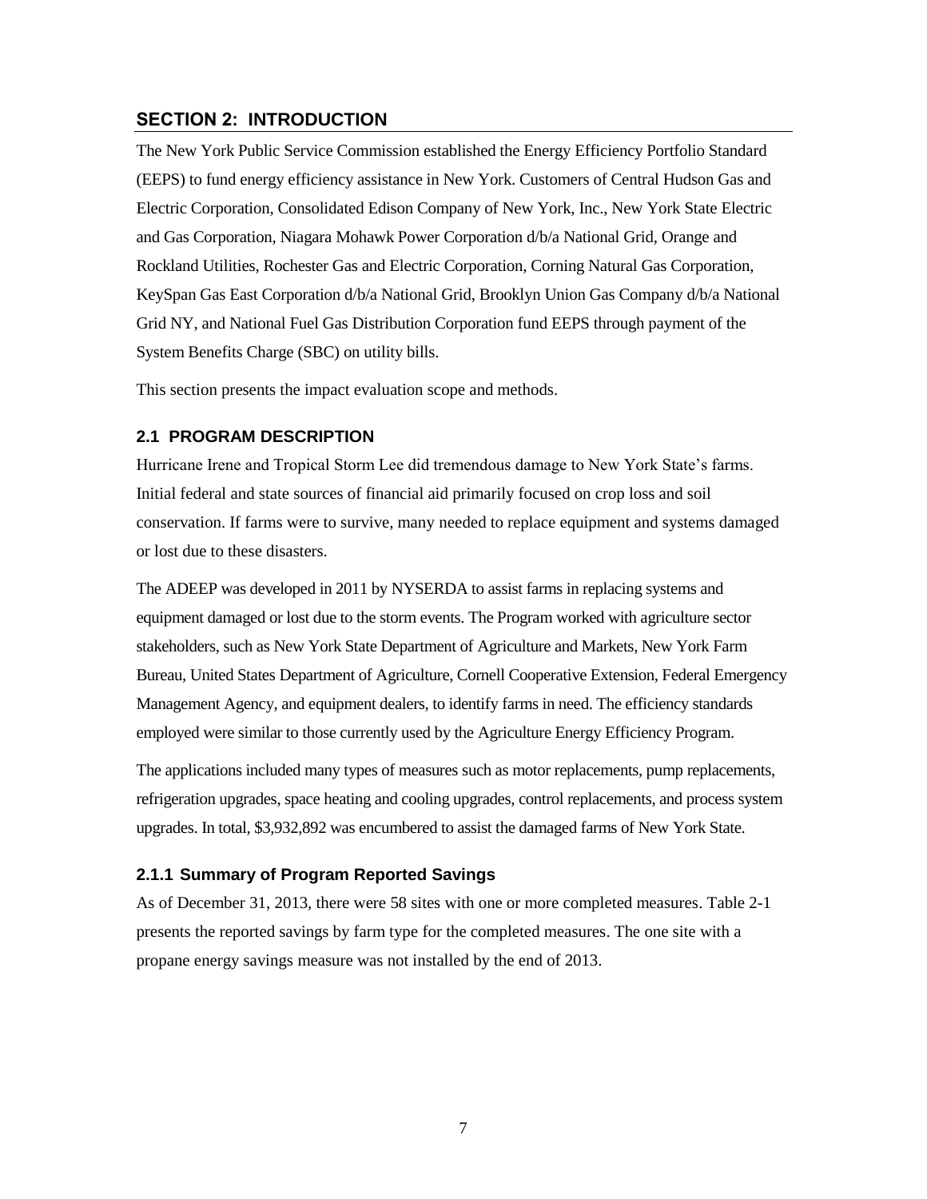## SECTION 2: INTRODUCTION

The New York Public Service Commission established the Energy Efficiency Portfolio Standard (EEPS) to fund energy efficiency assistance in New York. Customers of Central Hudson Gas and Electric Corporation, Consolidated Edison Company of New York, Inc., New York State Electric and Gas Corporation, Niagara Mohawk Power Corporation d/b/a National Grid, Orange and Rockland Utilities, Rochester Gas and Electric Corporation, Corning Natural Gas Corporation, KeySpan Gas East Corporation d/b/a National Grid, Brooklyn Union Gas Company d/b/a National Grid NY, and National Fuel Gas Distribution Corporation fund EEPS through payment of the System Benefits Charge (SBC) on utility bills.

This section presents the impact evaluation scope and methods.

### 2.1 PROGRAM DESCRIPTION

Hurricane Irene and Tropical Storm Lee did tremendous damage to New York State's farms. Initial federal and state sources of financial aid primarily focused on crop loss and soil conservation. If farms were to survive, many needed to replace equipment and systems damaged or lost due to these disasters.

The ADEEP was developed in 2011 by NYSERDA to assist farms in replacing systems and equipment damaged or lost due to the storm events. The Program worked with agriculture sector stakeholders, such as New York State Department of Agriculture and Markets, New York Farm Bureau, United States Department of Agriculture, Cornell Cooperative Extension, Federal Emergency Management Agency, and equipment dealers, to identify farms in need. The efficiency standards employed were similar to those currently used by the Agriculture Energy Efficiency Program.

The applications included many types of measures such as motor replacements, pump replacements, refrigeration upgrades, space heating and cooling upgrades, control replacements, and process system upgrades. In total, $3,932,892 was encumbered to assist the damaged farms of New York State.

#### 2.1.1 Summary of Program Reported Savings

As of December 31, 2013, there were 58 sites with one or more completed measures. Table 2-1 presents the reported savings by farm type for the completed measures. The one site with a propane energy savings measure was not installed by the end of 2013.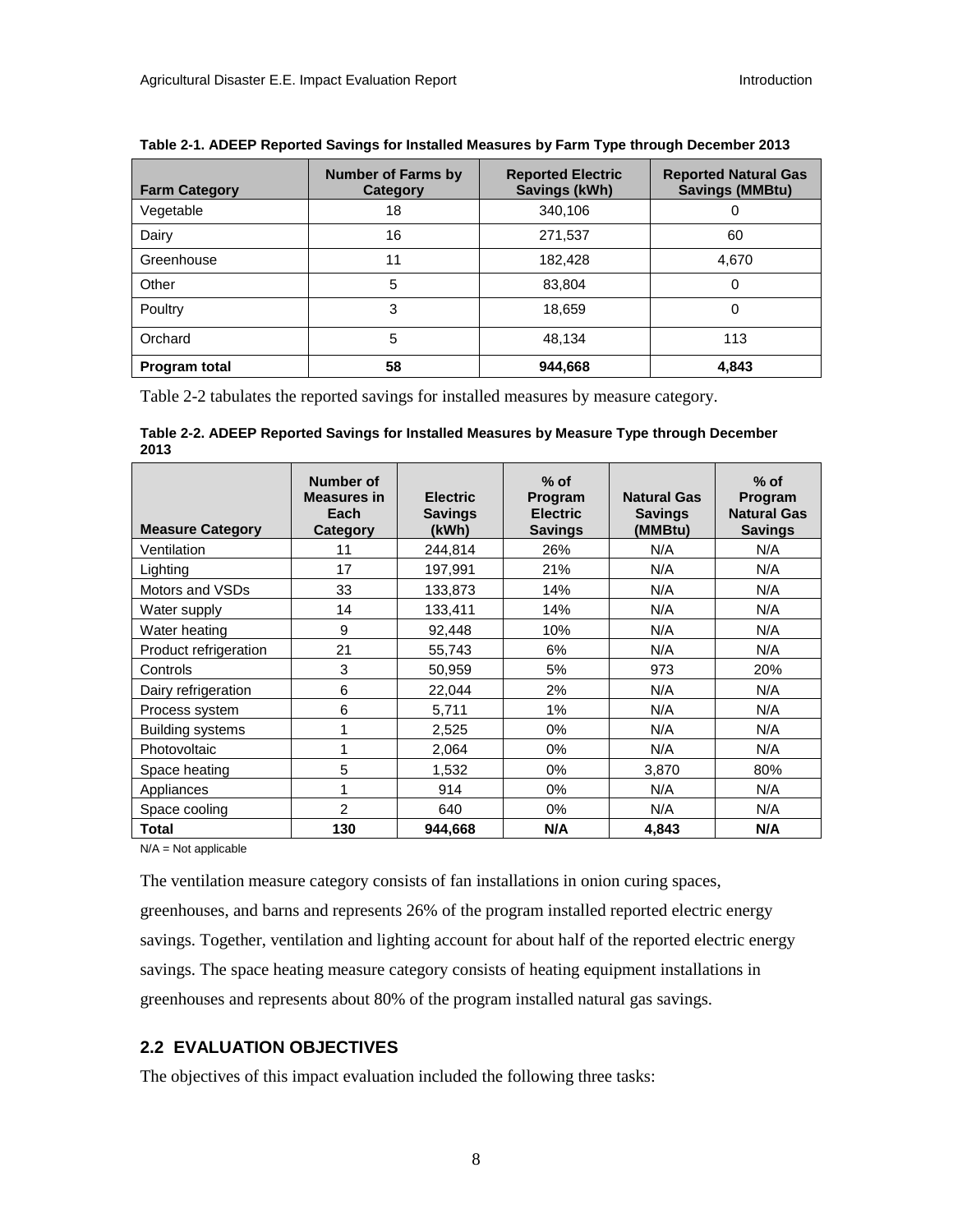**Table 2-1. ADEEP Reported Savings for Installed Measures by Farm Type through December 2013**

| Farm Category | Number of Farms by Category | Reported Electric Savings (kWh) | Reported Natural Gas Savings (MMBtu) |
|---|---|---|---|
| Vegetable | 18 | 340,106 | 0 |
| Dairy | 16 | 271,537 | 60 |
| Greenhouse | 11 | 182,428 | 4,670 |
| Other | 5 | 83,804 | 0 |
| Poultry | 3 | 18,659 | 0 |
| Orchard | 5 | 48,134 | 113 |
| **Program total** | **58** | **944,668** | **4,843** |

Table 2-2 tabulates the reported savings for installed measures by measure category.

**Table 2-2. ADEEP Reported Savings for Installed Measures by Measure Type through December 2013**

| Measure Category | Number of Measures in Each Category | Electric Savings (kWh) | % of Program Electric Savings | Natural Gas Savings (MMBtu) | % of Program Natural Gas Savings |
|---|---|---|---|---|---|
| Ventilation | 11 | 244,814 | 26% | N/A | N/A |
| Lighting | 17 | 197,991 | 21% | N/A | N/A |
| Motors and VSDs | 33 | 133,873 | 14% | N/A | N/A |
| Water supply | 14 | 133,411 | 14% | N/A | N/A |
| Water heating | 9 | 92,448 | 10% | N/A | N/A |
| Product refrigeration | 21 | 55,743 | 6% | N/A | N/A |
| Controls | 3 | 50,959 | 5% | 973 | 20% |
| Dairy refrigeration | 6 | 22,044 | 2% | N/A | N/A |
| Process system | 6 | 5,711 | 1% | N/A | N/A |
| Building systems | 1 | 2,525 | 0% | N/A | N/A |
| Photovoltaic | 1 | 2,064 | 0% | N/A | N/A |
| Space heating | 5 | 1,532 | 0% | 3,870 | 80% |
| Appliances | 1 | 914 | 0% | N/A | N/A |
| Space cooling | 2 | 640 | 0% | N/A | N/A |
| **Total** | **130** | **944,668** | **N/A** | **4,843** | **N/A** |

N/A = Not applicable

The ventilation measure category consists of fan installations in onion curing spaces, greenhouses, and barns and represents 26% of the program installed reported electric energy savings. Together, ventilation and lighting account for about half of the reported electric energy savings. The space heating measure category consists of heating equipment installations in greenhouses and represents about 80% of the program installed natural gas savings.

## 2.2 EVALUATION OBJECTIVES

The objectives of this impact evaluation included the following three tasks: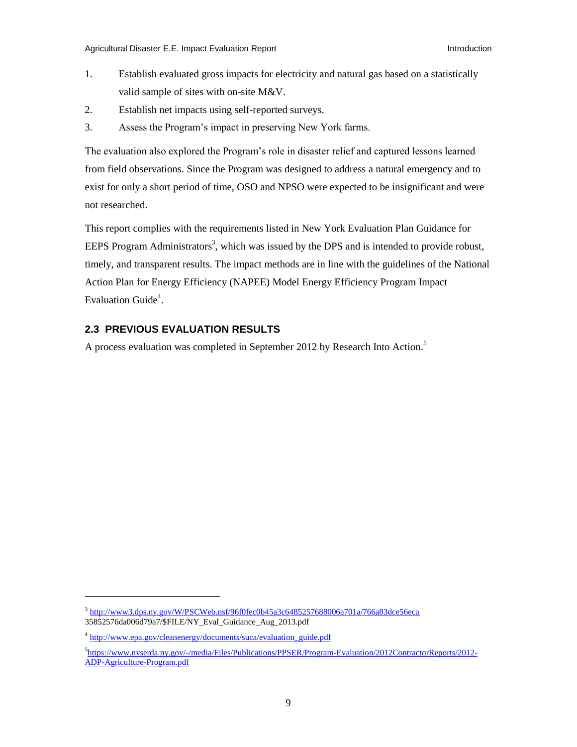1. Establish evaluated gross impacts for electricity and natural gas based on a statistically valid sample of sites with on-site M&V.
2. Establish net impacts using self-reported surveys.
3. Assess the Program's impact in preserving New York farms.

The evaluation also explored the Program's role in disaster relief and captured lessons learned from field observations. Since the Program was designed to address a natural emergency and to exist for only a short period of time, OSO and NPSO were expected to be insignificant and were not researched.

This report complies with the requirements listed in New York Evaluation Plan Guidance for EEPS Program Administrators[3], which was issued by the DPS and is intended to provide robust, timely, and transparent results. The impact methods are in line with the guidelines of the National Action Plan for Energy Efficiency (NAPEE) Model Energy Efficiency Program Impact Evaluation Guide[4].

### 2.3 PREVIOUS EVALUATION RESULTS

A process evaluation was completed in September 2012 by Research Into Action.[5]

---

[3] http://www3.dps.ny.gov/W/PSCWeb.nsf/96f0fec0b45a3c6485257688006a701a/766a83dce56eca35852576da006d79a7/$FILE/NY_Eval_Guidance_Aug_2013.pdf

[4] http://www.epa.gov/cleanenergy/documents/suca/evaluation_guide.pdf

[5] https://www.nyserda.ny.gov/-/media/Files/Publications/PPSER/Program-Evaluation/2012ContractorReports/2012-ADP-Agriculture-Program.pdf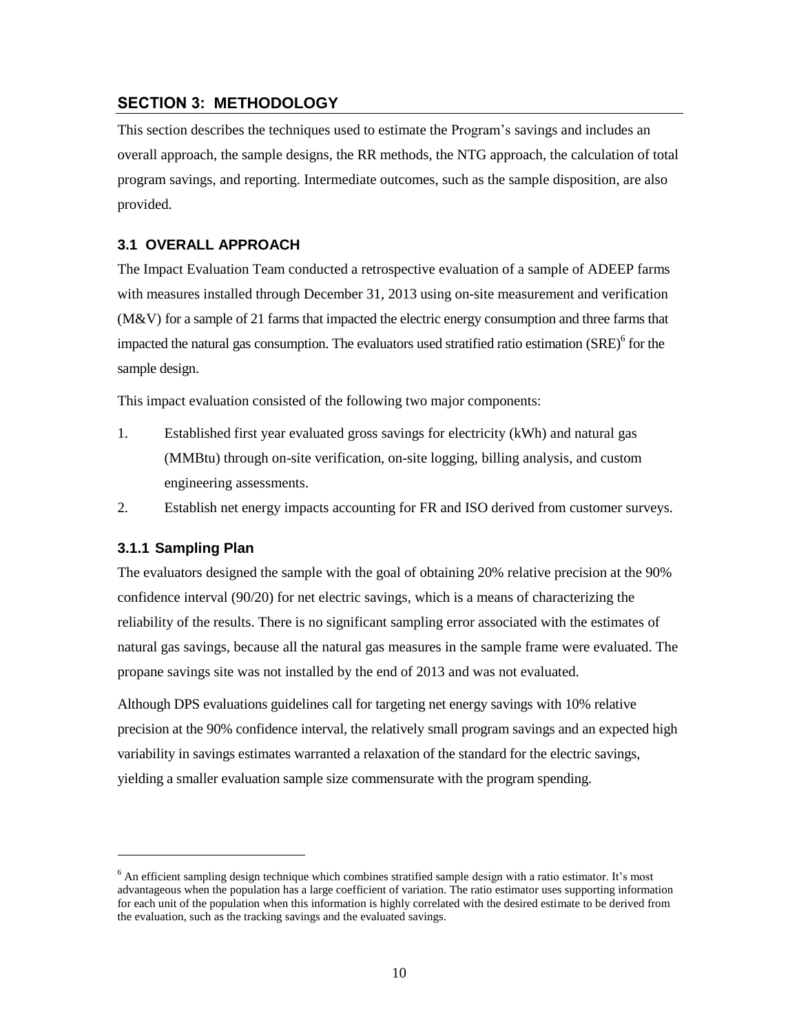## SECTION 3: METHODOLOGY

This section describes the techniques used to estimate the Program's savings and includes an overall approach, the sample designs, the RR methods, the NTG approach, the calculation of total program savings, and reporting. Intermediate outcomes, such as the sample disposition, are also provided.

### 3.1 OVERALL APPROACH

The Impact Evaluation Team conducted a retrospective evaluation of a sample of ADEEP farms with measures installed through December 31, 2013 using on-site measurement and verification (M&V) for a sample of 21 farms that impacted the electric energy consumption and three farms that impacted the natural gas consumption. The evaluators used stratified ratio estimation (SRE)[6] for the sample design.

This impact evaluation consisted of the following two major components:

1. Established first year evaluated gross savings for electricity (kWh) and natural gas (MMBtu) through on-site verification, on-site logging, billing analysis, and custom engineering assessments.
2. Establish net energy impacts accounting for FR and ISO derived from customer surveys.

#### 3.1.1 Sampling Plan

The evaluators designed the sample with the goal of obtaining 20% relative precision at the 90% confidence interval (90/20) for net electric savings, which is a means of characterizing the reliability of the results. There is no significant sampling error associated with the estimates of natural gas savings, because all the natural gas measures in the sample frame were evaluated. The propane savings site was not installed by the end of 2013 and was not evaluated.

Although DPS evaluations guidelines call for targeting net energy savings with 10% relative precision at the 90% confidence interval, the relatively small program savings and an expected high variability in savings estimates warranted a relaxation of the standard for the electric savings, yielding a smaller evaluation sample size commensurate with the program spending.

[6] An efficient sampling design technique which combines stratified sample design with a ratio estimator. It's most advantageous when the population has a large coefficient of variation. The ratio estimator uses supporting information for each unit of the population when this information is highly correlated with the desired estimate to be derived from the evaluation, such as the tracking savings and the evaluated savings.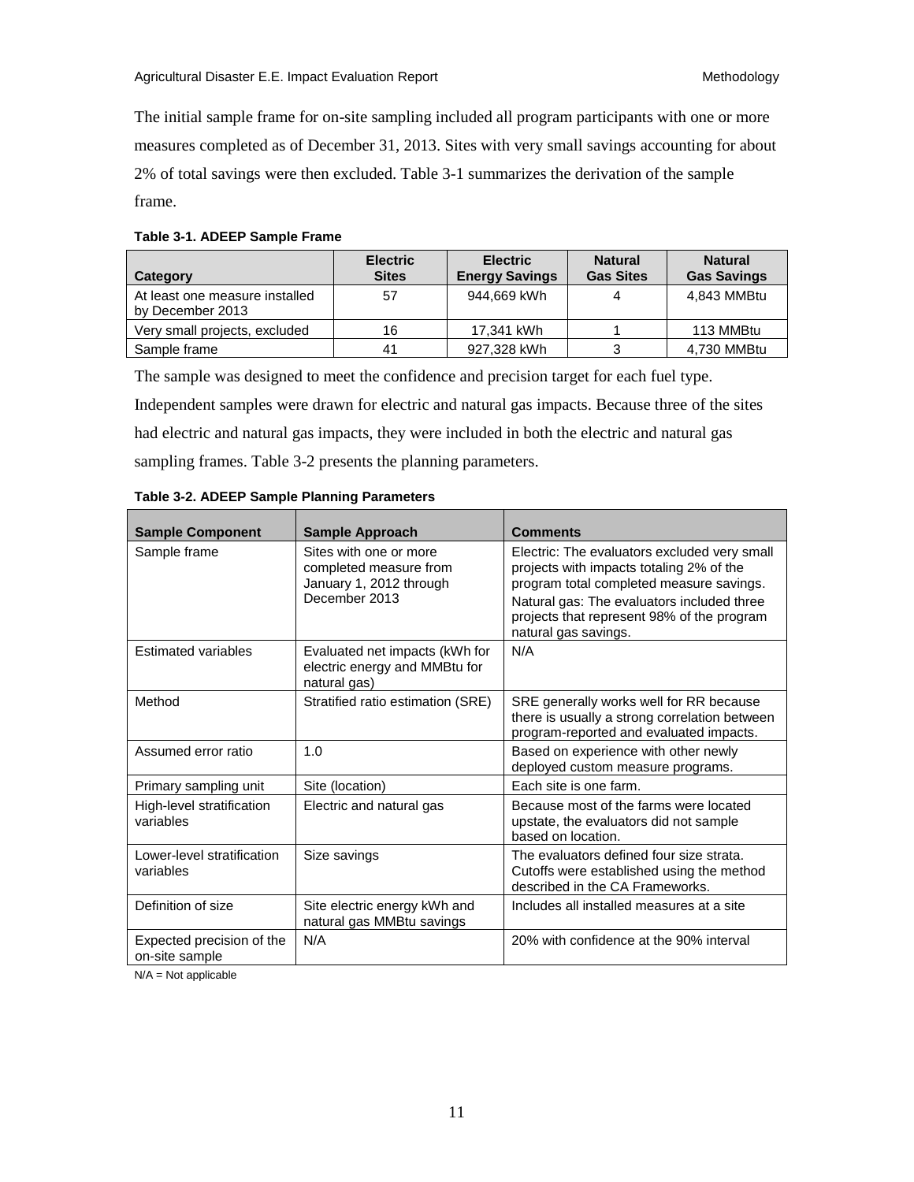The initial sample frame for on-site sampling included all program participants with one or more measures completed as of December 31, 2013. Sites with very small savings accounting for about 2% of total savings were then excluded. Table 3-1 summarizes the derivation of the sample frame.

**Table 3-1. ADEEP Sample Frame**

| Category | Electric Sites | Electric Energy Savings | Natural Gas Sites | Natural Gas Savings |
|---|---|---|---|---|
| At least one measure installed by December 2013 | 57 | 944,669 kWh | 4 | 4,843 MMBtu |
| Very small projects, excluded | 16 | 17,341 kWh | 1 | 113 MMBtu |
| Sample frame | 41 | 927,328 kWh | 3 | 4,730 MMBtu |

The sample was designed to meet the confidence and precision target for each fuel type. Independent samples were drawn for electric and natural gas impacts. Because three of the sites had electric and natural gas impacts, they were included in both the electric and natural gas sampling frames. Table 3-2 presents the planning parameters.

**Table 3-2. ADEEP Sample Planning Parameters**

| Sample Component | Sample Approach | Comments |
|---|---|---|
| Sample frame | Sites with one or more completed measure from January 1, 2012 through December 2013 | Electric: The evaluators excluded very small projects with impacts totaling 2% of the program total completed measure savings. Natural gas: The evaluators included three projects that represent 98% of the program natural gas savings. |
| Estimated variables | Evaluated net impacts (kWh for electric energy and MMBtu for natural gas) | N/A |
| Method | Stratified ratio estimation (SRE) | SRE generally works well for RR because there is usually a strong correlation between program-reported and evaluated impacts. |
| Assumed error ratio | 1.0 | Based on experience with other newly deployed custom measure programs. |
| Primary sampling unit | Site (location) | Each site is one farm. |
| High-level stratification variables | Electric and natural gas | Because most of the farms were located upstate, the evaluators did not sample based on location. |
| Lower-level stratification variables | Size savings | The evaluators defined four size strata. Cutoffs were established using the method described in the CA Frameworks. |
| Definition of size | Site electric energy kWh and natural gas MMBtu savings | Includes all installed measures at a site |
| Expected precision of the on-site sample | N/A | 20% with confidence at the 90% interval |

N/A = Not applicable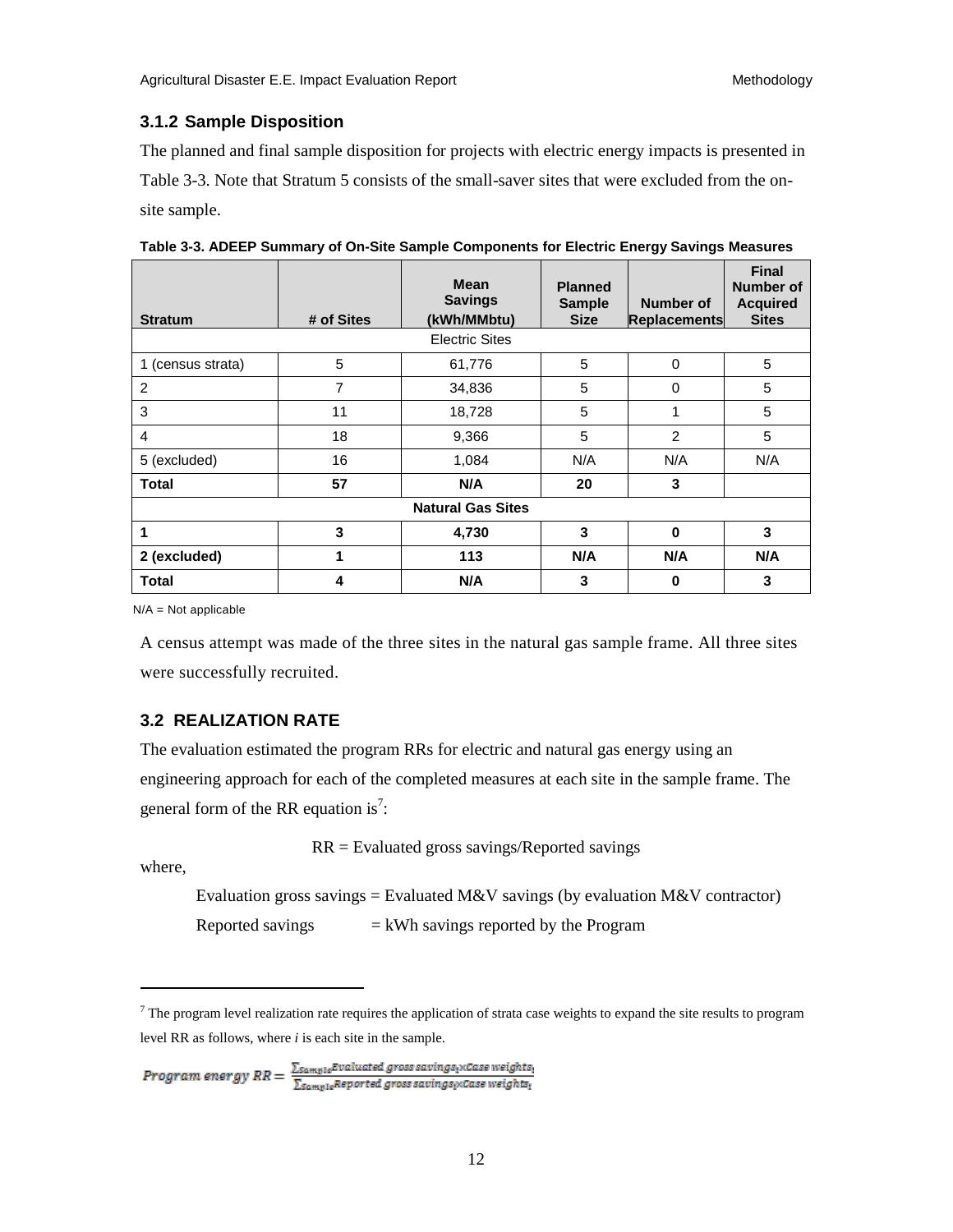### 3.1.2 Sample Disposition

The planned and final sample disposition for projects with electric energy impacts is presented in Table 3-3. Note that Stratum 5 consists of the small-saver sites that were excluded from the on-site sample.

**Table 3-3. ADEEP Summary of On-Site Sample Components for Electric Energy Savings Measures**

| Stratum | # of Sites | Mean Savings (kWh/MMbtu) | Planned Sample Size | Number of Replacements | Final Number of Acquired Sites |
|---|---|---|---|---|---|
| Electric Sites | | | | | |
| 1 (census strata) | 5 | 61,776 | 5 | 0 | 5 |
| 2 | 7 | 34,836 | 5 | 0 | 5 |
| 3 | 11 | 18,728 | 5 | 1 | 5 |
| 4 | 18 | 9,366 | 5 | 2 | 5 |
| 5 (excluded) | 16 | 1,084 | N/A | N/A | N/A |
| **Total** | **57** | **N/A** | **20** | **3** | |
| **Natural Gas Sites** | | | | | |
| **1** | **3** | **4,730** | **3** | **0** | **3** |
| **2 (excluded)** | **1** | **113** | **N/A** | **N/A** | **N/A** |
| **Total** | **4** | **N/A** | **3** | **0** | **3** |

N/A = Not applicable

A census attempt was made of the three sites in the natural gas sample frame. All three sites were successfully recruited.

## 3.2 REALIZATION RATE

The evaluation estimated the program RRs for electric and natural gas energy using an engineering approach for each of the completed measures at each site in the sample frame. The general form of the RR equation is[7]:

$$RR = \text{Evaluated gross savings}/\text{Reported savings}$$

where,

Evaluation gross savings = Evaluated M&V savings (by evaluation M&V contractor)

Reported savings = kWh savings reported by the Program

---

[7] The program level realization rate requires the application of strata case weights to expand the site results to program level RR as follows, where *i* is each site in the sample.

$$\textit{Program energy RR} = \frac{\sum_{Sample} \textit{Evaluated gross savings}_i \times \textit{Case weights}_i}{\sum_{Sample} \textit{Reported gross savings}_i \times \textit{Case weights}_i}$$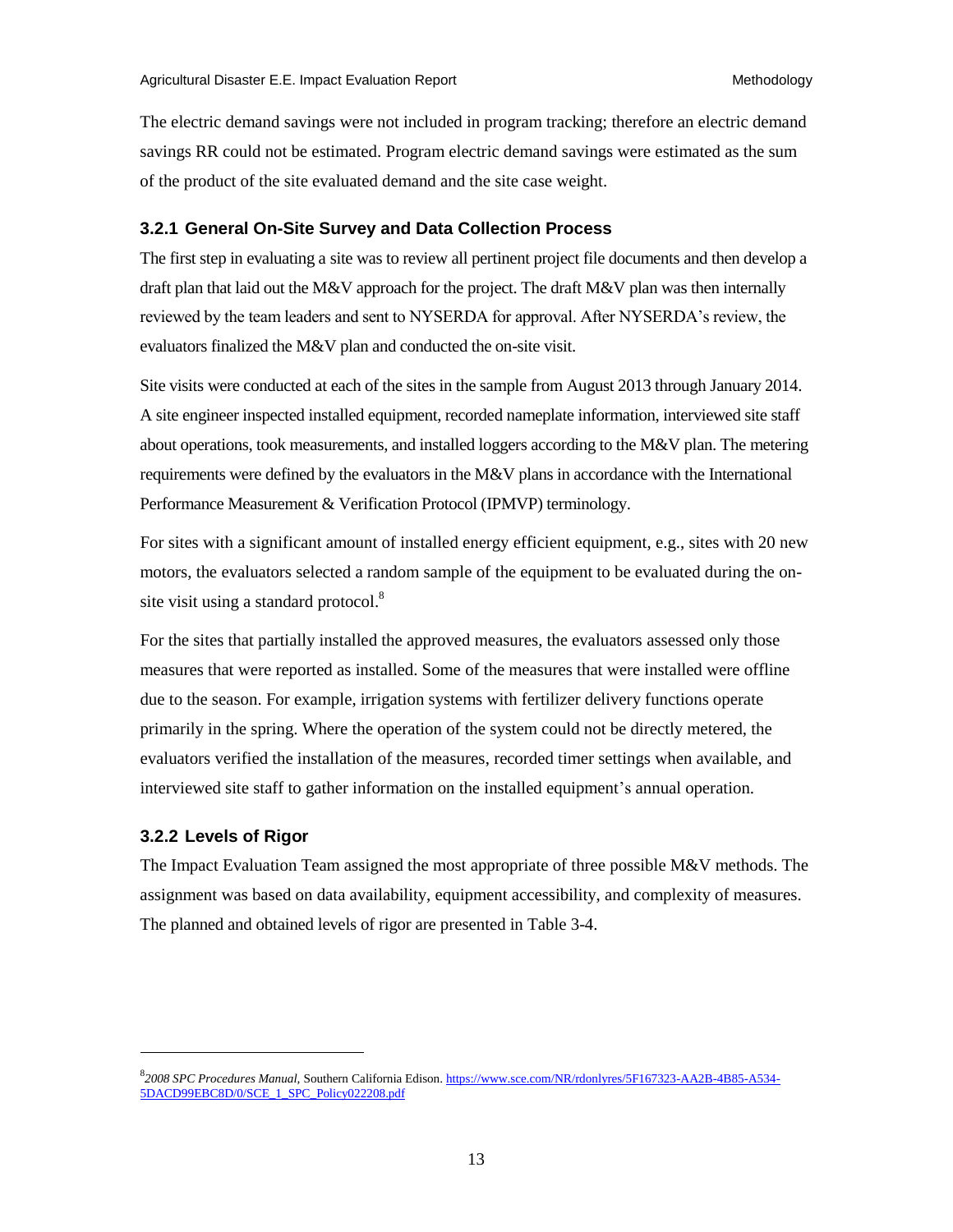The electric demand savings were not included in program tracking; therefore an electric demand savings RR could not be estimated. Program electric demand savings were estimated as the sum of the product of the site evaluated demand and the site case weight.

### 3.2.1 General On-Site Survey and Data Collection Process

The first step in evaluating a site was to review all pertinent project file documents and then develop a draft plan that laid out the M&V approach for the project. The draft M&V plan was then internally reviewed by the team leaders and sent to NYSERDA for approval. After NYSERDA's review, the evaluators finalized the M&V plan and conducted the on-site visit.

Site visits were conducted at each of the sites in the sample from August 2013 through January 2014. A site engineer inspected installed equipment, recorded nameplate information, interviewed site staff about operations, took measurements, and installed loggers according to the M&V plan. The metering requirements were defined by the evaluators in the M&V plans in accordance with the International Performance Measurement & Verification Protocol (IPMVP) terminology.

For sites with a significant amount of installed energy efficient equipment, e.g., sites with 20 new motors, the evaluators selected a random sample of the equipment to be evaluated during the on-site visit using a standard protocol.[8]

For the sites that partially installed the approved measures, the evaluators assessed only those measures that were reported as installed. Some of the measures that were installed were offline due to the season. For example, irrigation systems with fertilizer delivery functions operate primarily in the spring. Where the operation of the system could not be directly metered, the evaluators verified the installation of the measures, recorded timer settings when available, and interviewed site staff to gather information on the installed equipment's annual operation.

### 3.2.2 Levels of Rigor

The Impact Evaluation Team assigned the most appropriate of three possible M&V methods. The assignment was based on data availability, equipment accessibility, and complexity of measures. The planned and obtained levels of rigor are presented in Table 3-4.

---

[8] *2008 SPC Procedures Manual*, Southern California Edison. https://www.sce.com/NR/rdonlyres/5F167323-AA2B-4B85-A534-5DACD99EBC8D/0/SCE_1_SPC_Policy022208.pdf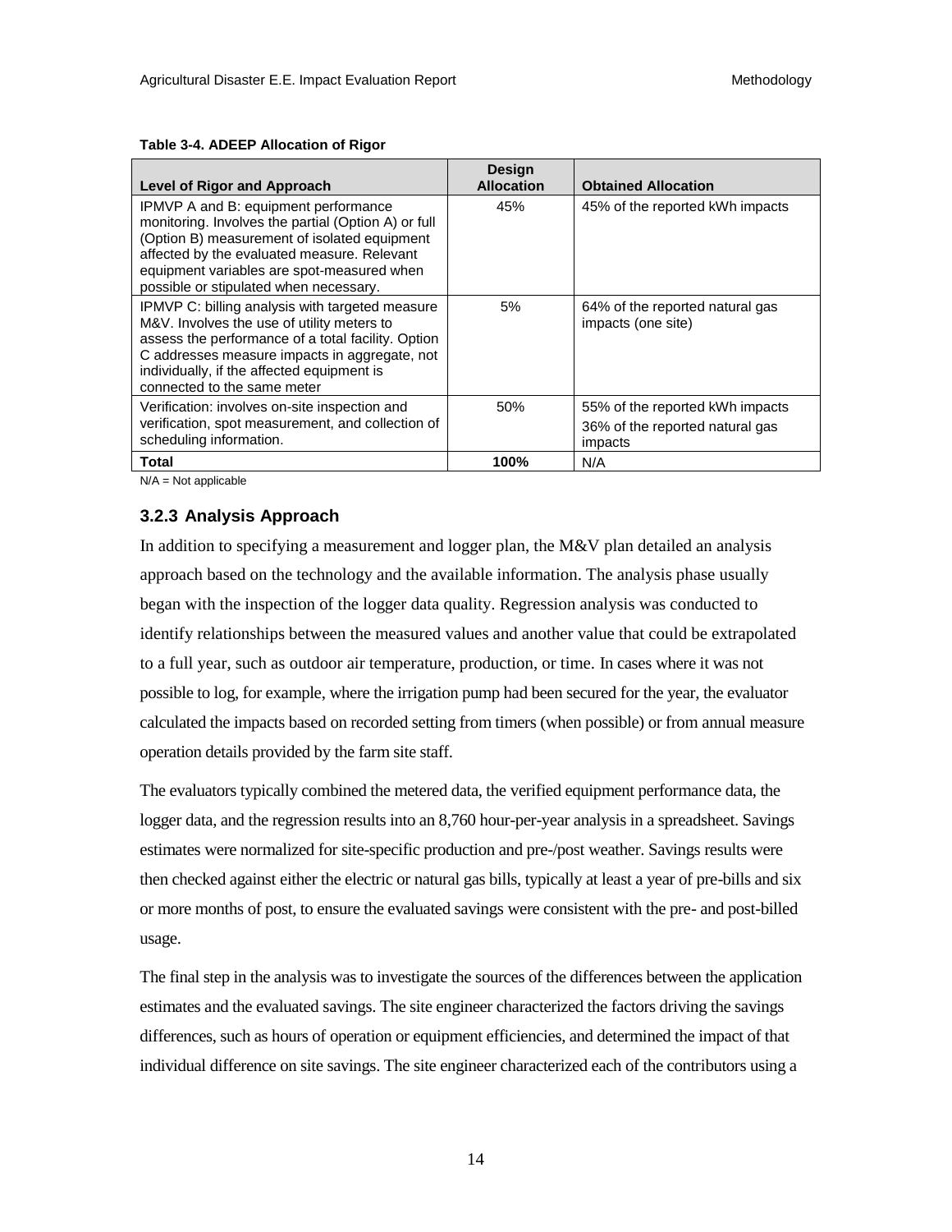**Table 3-4. ADEEP Allocation of Rigor**

| Level of Rigor and Approach | Design Allocation | Obtained Allocation |
|---|---|---|
| IPMVP A and B: equipment performance monitoring. Involves the partial (Option A) or full (Option B) measurement of isolated equipment affected by the evaluated measure. Relevant equipment variables are spot-measured when possible or stipulated when necessary. | 45% | 45% of the reported kWh impacts |
| IPMVP C: billing analysis with targeted measure M&V. Involves the use of utility meters to assess the performance of a total facility. Option C addresses measure impacts in aggregate, not individually, if the affected equipment is connected to the same meter | 5% | 64% of the reported natural gas impacts (one site) |
| Verification: involves on-site inspection and verification, spot measurement, and collection of scheduling information. | 50% | 55% of the reported kWh impacts<br>36% of the reported natural gas impacts |
| **Total** | **100%** | N/A |

N/A = Not applicable

### 3.2.3 Analysis Approach

In addition to specifying a measurement and logger plan, the M&V plan detailed an analysis approach based on the technology and the available information. The analysis phase usually began with the inspection of the logger data quality. Regression analysis was conducted to identify relationships between the measured values and another value that could be extrapolated to a full year, such as outdoor air temperature, production, or time. In cases where it was not possible to log, for example, where the irrigation pump had been secured for the year, the evaluator calculated the impacts based on recorded setting from timers (when possible) or from annual measure operation details provided by the farm site staff.

The evaluators typically combined the metered data, the verified equipment performance data, the logger data, and the regression results into an 8,760 hour-per-year analysis in a spreadsheet. Savings estimates were normalized for site-specific production and pre-/post weather. Savings results were then checked against either the electric or natural gas bills, typically at least a year of pre-bills and six or more months of post, to ensure the evaluated savings were consistent with the pre- and post-billed usage.

The final step in the analysis was to investigate the sources of the differences between the application estimates and the evaluated savings. The site engineer characterized the factors driving the savings differences, such as hours of operation or equipment efficiencies, and determined the impact of that individual difference on site savings. The site engineer characterized each of the contributors using a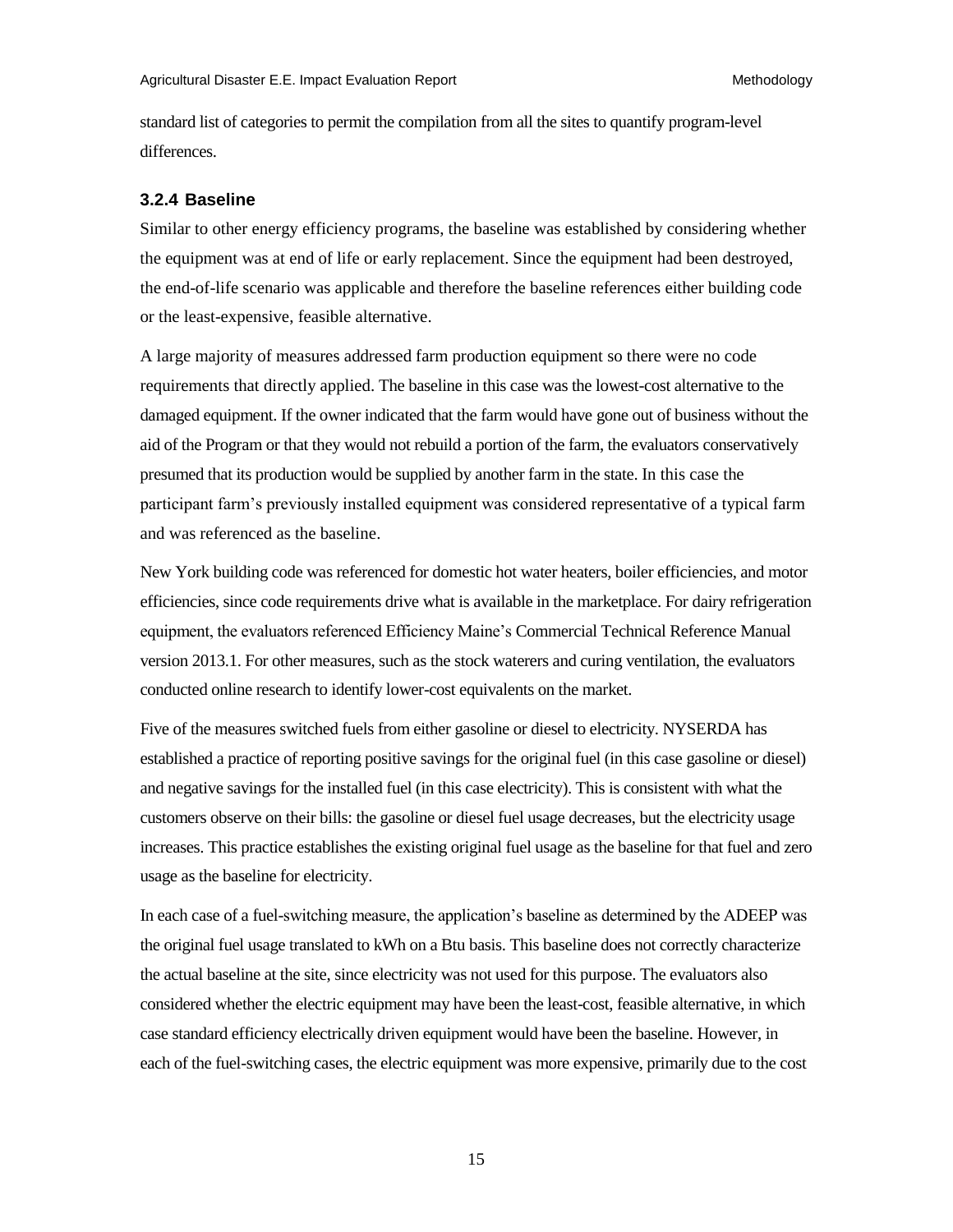standard list of categories to permit the compilation from all the sites to quantify program-level differences.

### 3.2.4 Baseline

Similar to other energy efficiency programs, the baseline was established by considering whether the equipment was at end of life or early replacement. Since the equipment had been destroyed, the end-of-life scenario was applicable and therefore the baseline references either building code or the least-expensive, feasible alternative.

A large majority of measures addressed farm production equipment so there were no code requirements that directly applied. The baseline in this case was the lowest-cost alternative to the damaged equipment. If the owner indicated that the farm would have gone out of business without the aid of the Program or that they would not rebuild a portion of the farm, the evaluators conservatively presumed that its production would be supplied by another farm in the state. In this case the participant farm's previously installed equipment was considered representative of a typical farm and was referenced as the baseline.

New York building code was referenced for domestic hot water heaters, boiler efficiencies, and motor efficiencies, since code requirements drive what is available in the marketplace. For dairy refrigeration equipment, the evaluators referenced Efficiency Maine's Commercial Technical Reference Manual version 2013.1. For other measures, such as the stock waterers and curing ventilation, the evaluators conducted online research to identify lower-cost equivalents on the market.

Five of the measures switched fuels from either gasoline or diesel to electricity. NYSERDA has established a practice of reporting positive savings for the original fuel (in this case gasoline or diesel) and negative savings for the installed fuel (in this case electricity). This is consistent with what the customers observe on their bills: the gasoline or diesel fuel usage decreases, but the electricity usage increases. This practice establishes the existing original fuel usage as the baseline for that fuel and zero usage as the baseline for electricity.

In each case of a fuel-switching measure, the application's baseline as determined by the ADEEP was the original fuel usage translated to kWh on a Btu basis. This baseline does not correctly characterize the actual baseline at the site, since electricity was not used for this purpose. The evaluators also considered whether the electric equipment may have been the least-cost, feasible alternative, in which case standard efficiency electrically driven equipment would have been the baseline. However, in each of the fuel-switching cases, the electric equipment was more expensive, primarily due to the cost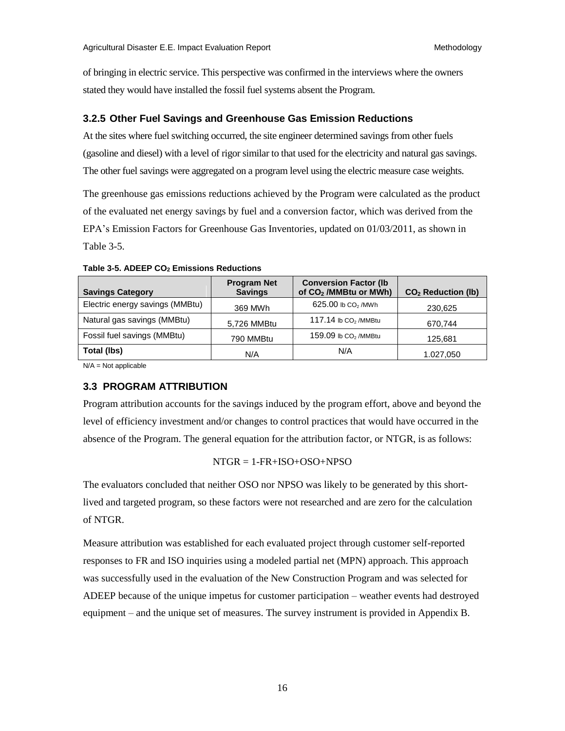of bringing in electric service. This perspective was confirmed in the interviews where the owners stated they would have installed the fossil fuel systems absent the Program.

### 3.2.5 Other Fuel Savings and Greenhouse Gas Emission Reductions

At the sites where fuel switching occurred, the site engineer determined savings from other fuels (gasoline and diesel) with a level of rigor similar to that used for the electricity and natural gas savings. The other fuel savings were aggregated on a program level using the electric measure case weights.

The greenhouse gas emissions reductions achieved by the Program were calculated as the product of the evaluated net energy savings by fuel and a conversion factor, which was derived from the EPA's Emission Factors for Greenhouse Gas Inventories, updated on 01/03/2011, as shown in Table 3-5.

**Table 3-5. ADEEP $CO_2$ Emissions Reductions**

| Savings Category | Program Net Savings | Conversion Factor (lb of $CO_2$ /MMBtu or MWh) | $CO_2$ Reduction (lb) |
|---|---|---|---|
| Electric energy savings (MMBtu) | 369 MWh | 625.00 lb $CO_2$ /MWh | 230,625 |
| Natural gas savings (MMBtu) | 5,726 MMBtu | 117.14 lb $CO_2$ /MMBtu | 670,744 |
| Fossil fuel savings (MMBtu) | 790 MMBtu | 159.09 lb $CO_2$ /MMBtu | 125,681 |
| **Total (lbs)** | N/A | N/A | 1.027,050 |

N/A = Not applicable

## 3.3 PROGRAM ATTRIBUTION

Program attribution accounts for the savings induced by the program effort, above and beyond the level of efficiency investment and/or changes to control practices that would have occurred in the absence of the Program. The general equation for the attribution factor, or NTGR, is as follows:

$$NTGR = 1 - FR + ISO + OSO + NPSO$$

The evaluators concluded that neither OSO nor NPSO was likely to be generated by this short-lived and targeted program, so these factors were not researched and are zero for the calculation of NTGR.

Measure attribution was established for each evaluated project through customer self-reported responses to FR and ISO inquiries using a modeled partial net (MPN) approach. This approach was successfully used in the evaluation of the New Construction Program and was selected for ADEEP because of the unique impetus for customer participation – weather events had destroyed equipment – and the unique set of measures. The survey instrument is provided in Appendix B.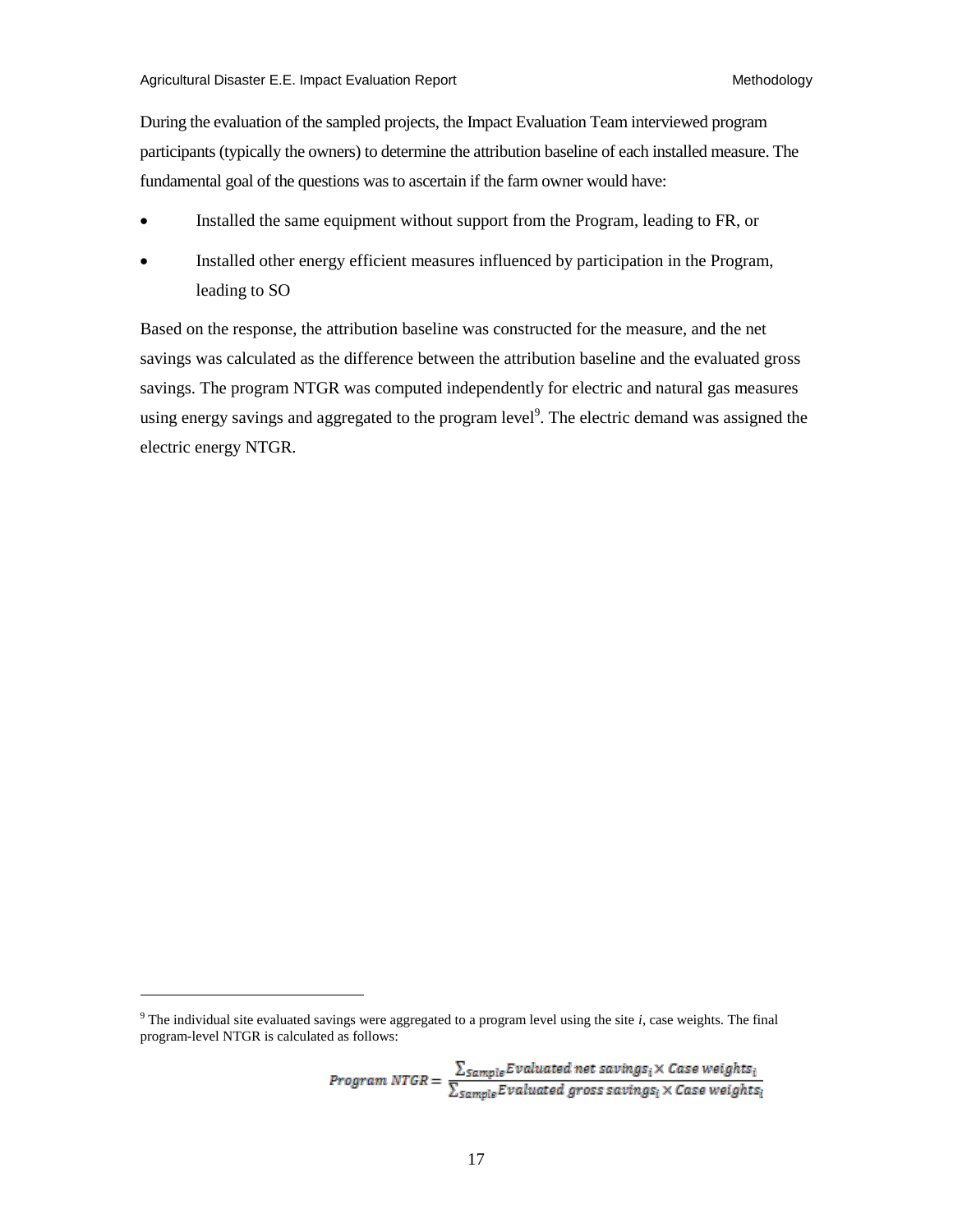During the evaluation of the sampled projects, the Impact Evaluation Team interviewed program participants (typically the owners) to determine the attribution baseline of each installed measure. The fundamental goal of the questions was to ascertain if the farm owner would have:

- Installed the same equipment without support from the Program, leading to FR, or
- Installed other energy efficient measures influenced by participation in the Program, leading to SO

Based on the response, the attribution baseline was constructed for the measure, and the net savings was calculated as the difference between the attribution baseline and the evaluated gross savings. The program NTGR was computed independently for electric and natural gas measures using energy savings and aggregated to the program level[9]. The electric demand was assigned the electric energy NTGR.

[9] The individual site evaluated savings were aggregated to a program level using the site *i*, case weights. The final program-level NTGR is calculated as follows:

$$Program\ NTGR = \frac{\sum_{Sample} Evaluated\ net\ savings_i \times Case\ weights_i}{\sum_{Sample} Evaluated\ gross\ savings_i \times Case\ weights_i}$$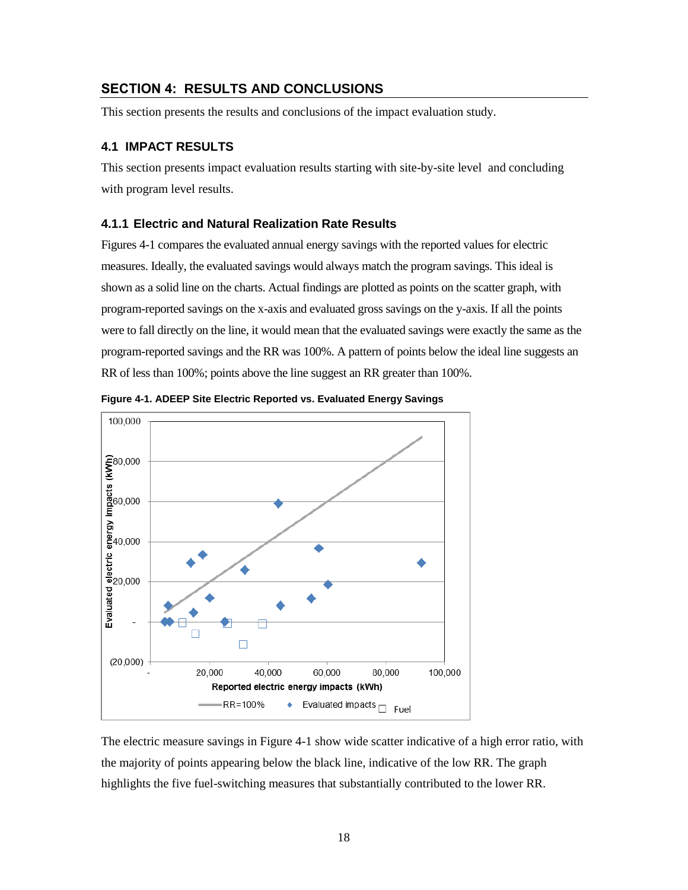## SECTION 4: RESULTS AND CONCLUSIONS

This section presents the results and conclusions of the impact evaluation study.

### 4.1 IMPACT RESULTS

This section presents impact evaluation results starting with site-by-site level and concluding with program level results.

#### 4.1.1 Electric and Natural Realization Rate Results

Figures 4-1 compares the evaluated annual energy savings with the reported values for electric measures. Ideally, the evaluated savings would always match the program savings. This ideal is shown as a solid line on the charts. Actual findings are plotted as points on the scatter graph, with program-reported savings on the x-axis and evaluated gross savings on the y-axis. If all the points were to fall directly on the line, it would mean that the evaluated savings were exactly the same as the program-reported savings and the RR was 100%. A pattern of points below the ideal line suggests an RR of less than 100%; points above the line suggest an RR greater than 100%.

**Figure 4-1. ADEEP Site Electric Reported vs. Evaluated Energy Savings**

The electric measure savings in Figure 4-1 show wide scatter indicative of a high error ratio, with the majority of points appearing below the black line, indicative of the low RR. The graph highlights the five fuel-switching measures that substantially contributed to the lower RR.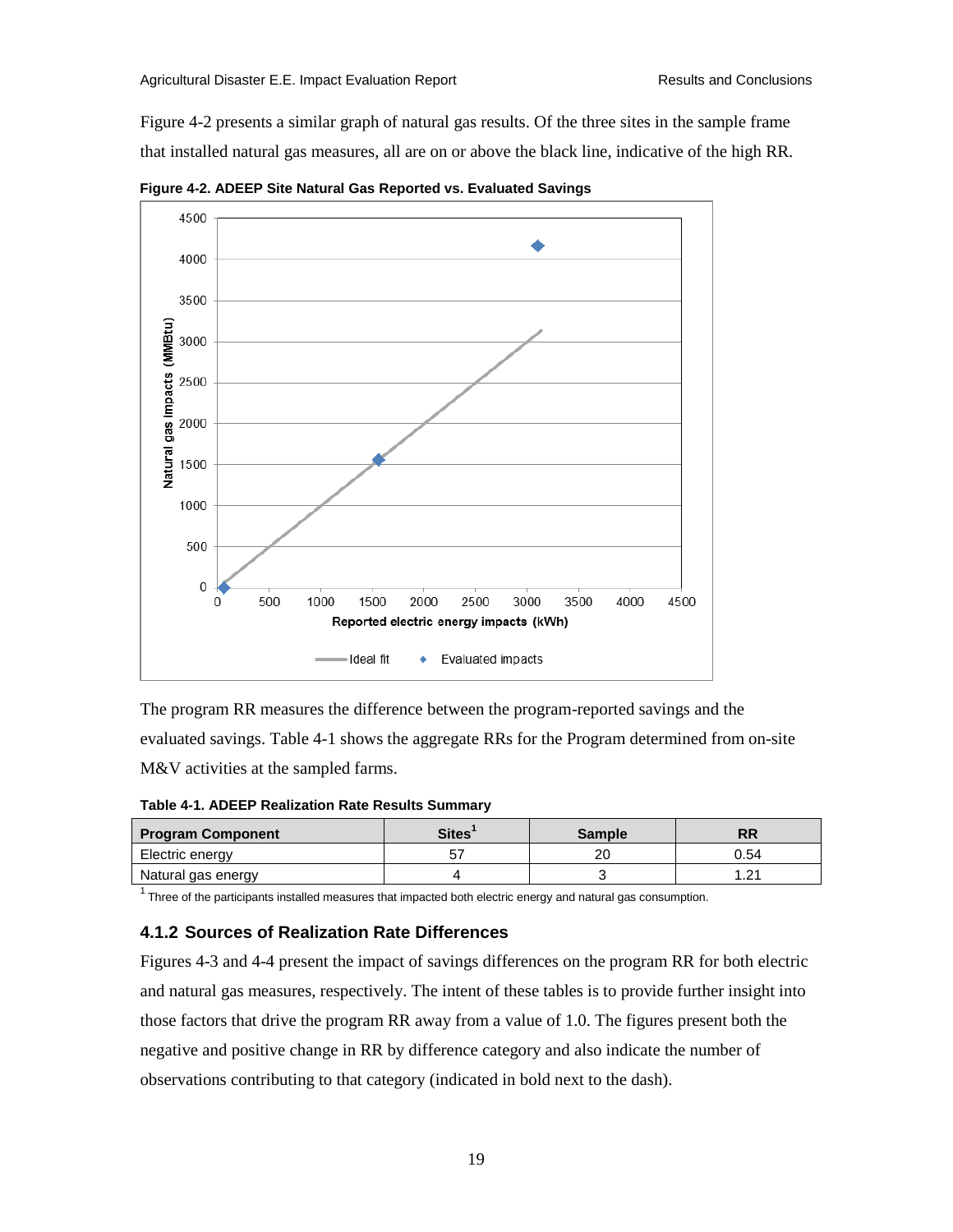Figure 4-2 presents a similar graph of natural gas results. Of the three sites in the sample frame that installed natural gas measures, all are on or above the black line, indicative of the high RR.

**Figure 4-2. ADEEP Site Natural Gas Reported vs. Evaluated Savings**

The program RR measures the difference between the program-reported savings and the evaluated savings. Table 4-1 shows the aggregate RRs for the Program determined from on-site M&V activities at the sampled farms.

**Table 4-1. ADEEP Realization Rate Results Summary**

| Program Component | Sites[1] | Sample | RR |
|---|---|---|---|
| Electric energy | 57 | 20 | 0.54 |
| Natural gas energy | 4 | 3 | 1.21 |

[1] Three of the participants installed measures that impacted both electric energy and natural gas consumption.

### 4.1.2 Sources of Realization Rate Differences

Figures 4-3 and 4-4 present the impact of savings differences on the program RR for both electric and natural gas measures, respectively. The intent of these tables is to provide further insight into those factors that drive the program RR away from a value of 1.0. The figures present both the negative and positive change in RR by difference category and also indicate the number of observations contributing to that category (indicated in bold next to the dash).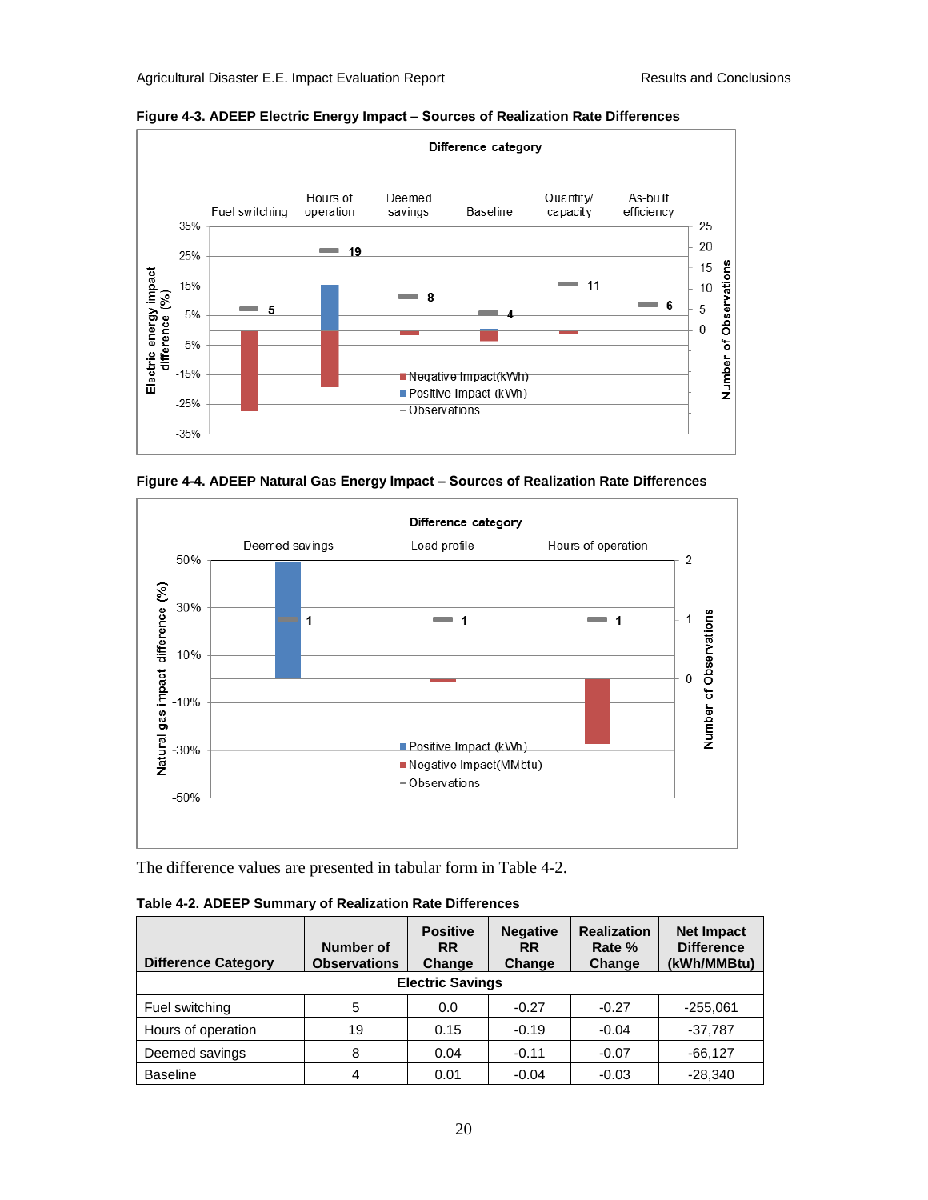**Figure 4-3. ADEEP Electric Energy Impact – Sources of Realization Rate Differences**

**Figure 4-4. ADEEP Natural Gas Energy Impact – Sources of Realization Rate Differences**

The difference values are presented in tabular form in Table 4-2.

**Table 4-2. ADEEP Summary of Realization Rate Differences**

| Difference Category | Number of Observations | Positive RR Change | Negative RR Change | Realization Rate % Change | Net Impact Difference (kWh/MMBtu) |
|---|---|---|---|---|---|
| **Electric Savings** | | | | | |
| Fuel switching | 5 | 0.0 | -0.27 | -0.27 | -255,061 |
| Hours of operation | 19 | 0.15 | -0.19 | -0.04 | -37,787 |
| Deemed savings | 8 | 0.04 | -0.11 | -0.07 | -66,127 |
| Baseline | 4 | 0.01 | -0.04 | -0.03 | -28,340 |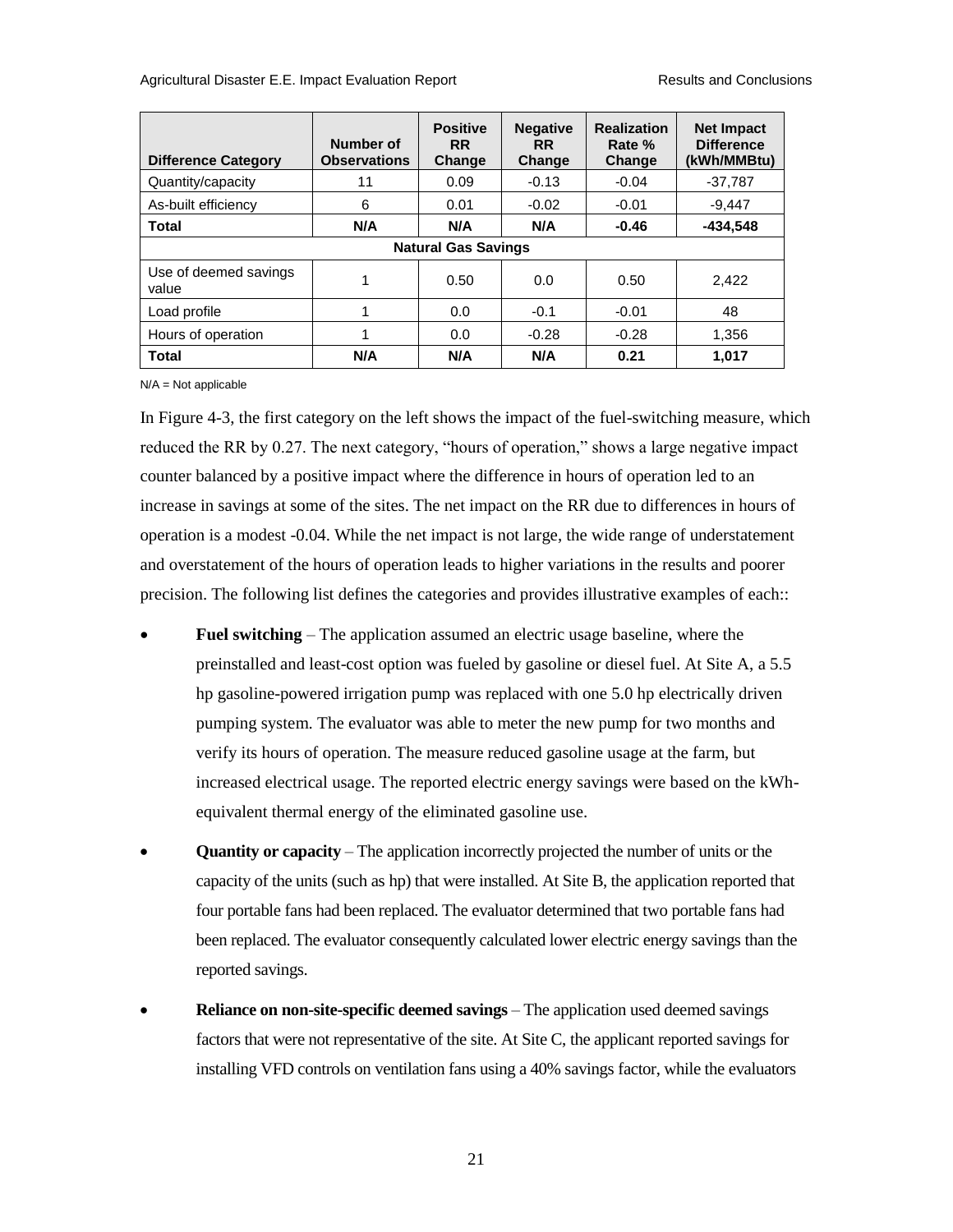| Difference Category | Number of Observations | Positive RR Change | Negative RR Change | Realization Rate % Change | Net Impact Difference (kWh/MMBtu) |
|---|---|---|---|---|---|
| Quantity/capacity | 11 | 0.09 | -0.13 | -0.04 | -37,787 |
| As-built efficiency | 6 | 0.01 | -0.02 | -0.01 | -9,447 |
| **Total** | **N/A** | **N/A** | **N/A** | **-0.46** | **-434,548** |
| **Natural Gas Savings** | | | | | |
| Use of deemed savings value | 1 | 0.50 | 0.0 | 0.50 | 2,422 |
| Load profile | 1 | 0.0 | -0.1 | -0.01 | 48 |
| Hours of operation | 1 | 0.0 | -0.28 | -0.28 | 1,356 |
| **Total** | **N/A** | **N/A** | **N/A** | **0.21** | **1,017** |

N/A = Not applicable

In Figure 4-3, the first category on the left shows the impact of the fuel-switching measure, which reduced the RR by 0.27. The next category, "hours of operation," shows a large negative impact counter balanced by a positive impact where the difference in hours of operation led to an increase in savings at some of the sites. The net impact on the RR due to differences in hours of operation is a modest -0.04. While the net impact is not large, the wide range of understatement and overstatement of the hours of operation leads to higher variations in the results and poorer precision. The following list defines the categories and provides illustrative examples of each::

- **Fuel switching** – The application assumed an electric usage baseline, where the preinstalled and least-cost option was fueled by gasoline or diesel fuel. At Site A, a 5.5 hp gasoline-powered irrigation pump was replaced with one 5.0 hp electrically driven pumping system. The evaluator was able to meter the new pump for two months and verify its hours of operation. The measure reduced gasoline usage at the farm, but increased electrical usage. The reported electric energy savings were based on the kWh-equivalent thermal energy of the eliminated gasoline use.
- **Quantity or capacity** – The application incorrectly projected the number of units or the capacity of the units (such as hp) that were installed. At Site B, the application reported that four portable fans had been replaced. The evaluator determined that two portable fans had been replaced. The evaluator consequently calculated lower electric energy savings than the reported savings.
- **Reliance on non-site-specific deemed savings** – The application used deemed savings factors that were not representative of the site. At Site C, the applicant reported savings for installing VFD controls on ventilation fans using a 40% savings factor, while the evaluators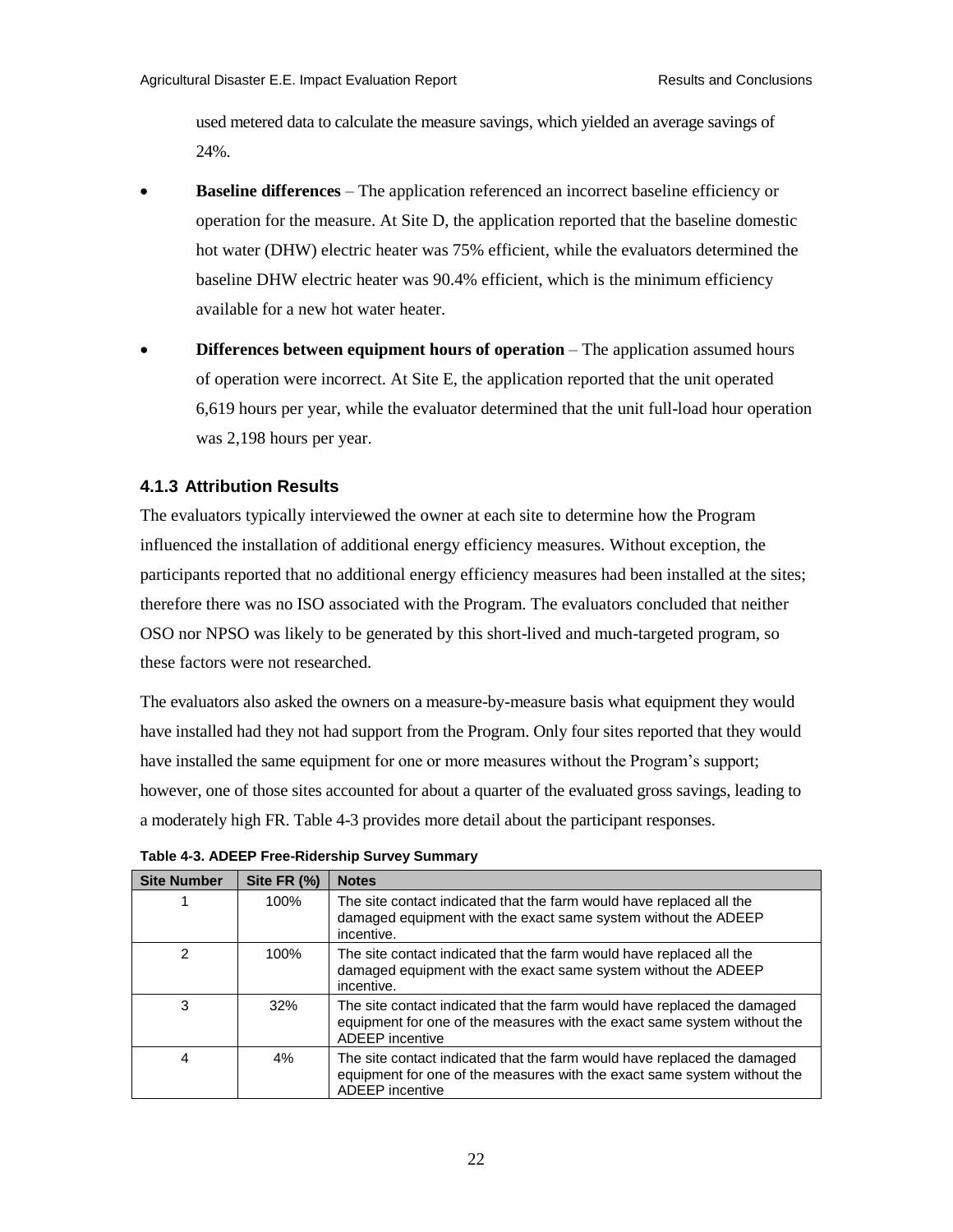used metered data to calculate the measure savings, which yielded an average savings of 24%.

- **Baseline differences** – The application referenced an incorrect baseline efficiency or operation for the measure. At Site D, the application reported that the baseline domestic hot water (DHW) electric heater was 75% efficient, while the evaluators determined the baseline DHW electric heater was 90.4% efficient, which is the minimum efficiency available for a new hot water heater.
- **Differences between equipment hours of operation** – The application assumed hours of operation were incorrect. At Site E, the application reported that the unit operated 6,619 hours per year, while the evaluator determined that the unit full-load hour operation was 2,198 hours per year.

### 4.1.3 Attribution Results

The evaluators typically interviewed the owner at each site to determine how the Program influenced the installation of additional energy efficiency measures. Without exception, the participants reported that no additional energy efficiency measures had been installed at the sites; therefore there was no ISO associated with the Program. The evaluators concluded that neither OSO nor NPSO was likely to be generated by this short-lived and much-targeted program, so these factors were not researched.

The evaluators also asked the owners on a measure-by-measure basis what equipment they would have installed had they not had support from the Program. Only four sites reported that they would have installed the same equipment for one or more measures without the Program's support; however, one of those sites accounted for about a quarter of the evaluated gross savings, leading to a moderately high FR. Table 4-3 provides more detail about the participant responses.

**Table 4-3. ADEEP Free-Ridership Survey Summary**

| Site Number | Site FR (%) | Notes |
|---|---|---|
| 1 | 100% | The site contact indicated that the farm would have replaced all the damaged equipment with the exact same system without the ADEEP incentive. |
| 2 | 100% | The site contact indicated that the farm would have replaced all the damaged equipment with the exact same system without the ADEEP incentive. |
| 3 | 32% | The site contact indicated that the farm would have replaced the damaged equipment for one of the measures with the exact same system without the ADEEP incentive |
| 4 | 4% | The site contact indicated that the farm would have replaced the damaged equipment for one of the measures with the exact same system without the ADEEP incentive |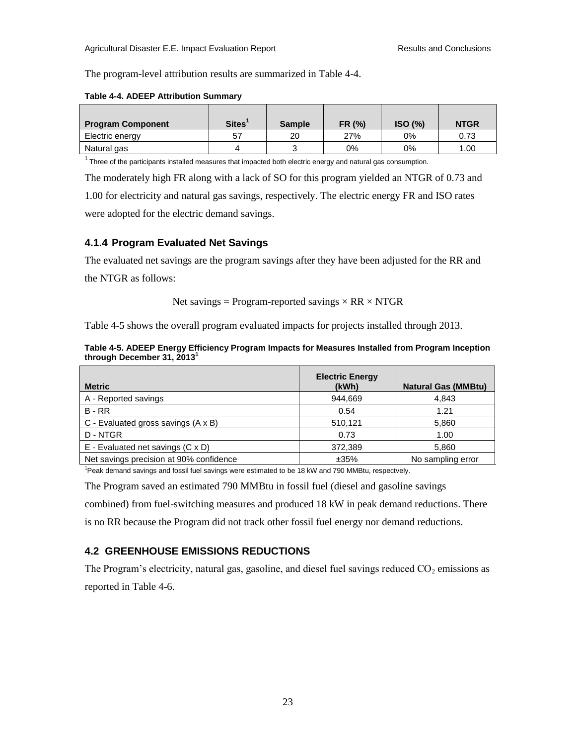The program-level attribution results are summarized in Table 4-4.

**Table 4-4. ADEEP Attribution Summary**

| Program Component | Sites[1] | Sample | FR (%) | ISO (%) | NTGR |
|---|---|---|---|---|---|
| Electric energy | 57 | 20 | 27% | 0% | 0.73 |
| Natural gas | 4 | 3 | 0% | 0% | 1.00 |

[1] Three of the participants installed measures that impacted both electric energy and natural gas consumption.

The moderately high FR along with a lack of SO for this program yielded an NTGR of 0.73 and 1.00 for electricity and natural gas savings, respectively. The electric energy FR and ISO rates were adopted for the electric demand savings.

### 4.1.4 Program Evaluated Net Savings

The evaluated net savings are the program savings after they have been adjusted for the RR and the NTGR as follows:

$$\text{Net savings} = \text{Program-reported savings} \times \text{RR} \times \text{NTGR}$$

Table 4-5 shows the overall program evaluated impacts for projects installed through 2013.

**Table 4-5. ADEEP Energy Efficiency Program Impacts for Measures Installed from Program Inception through December 31, 2013[1]**

| Metric | Electric Energy (kWh) | Natural Gas (MMBtu) |
|---|---|---|
| A - Reported savings | 944,669 | 4,843 |
| B - RR | 0.54 | 1.21 |
| C - Evaluated gross savings (A x B) | 510,121 | 5,860 |
| D - NTGR | 0.73 | 1.00 |
| E - Evaluated net savings (C x D) | 372,389 | 5,860 |
| Net savings precision at 90% confidence | ±35% | No sampling error |

[1]Peak demand savings and fossil fuel savings were estimated to be 18 kW and 790 MMBtu, respectvely.

The Program saved an estimated 790 MMBtu in fossil fuel (diesel and gasoline savings combined) from fuel-switching measures and produced 18 kW in peak demand reductions. There is no RR because the Program did not track other fossil fuel energy nor demand reductions.

## 4.2 GREENHOUSE EMISSIONS REDUCTIONS

The Program's electricity, natural gas, gasoline, and diesel fuel savings reduced $CO_2$ emissions as reported in Table 4-6.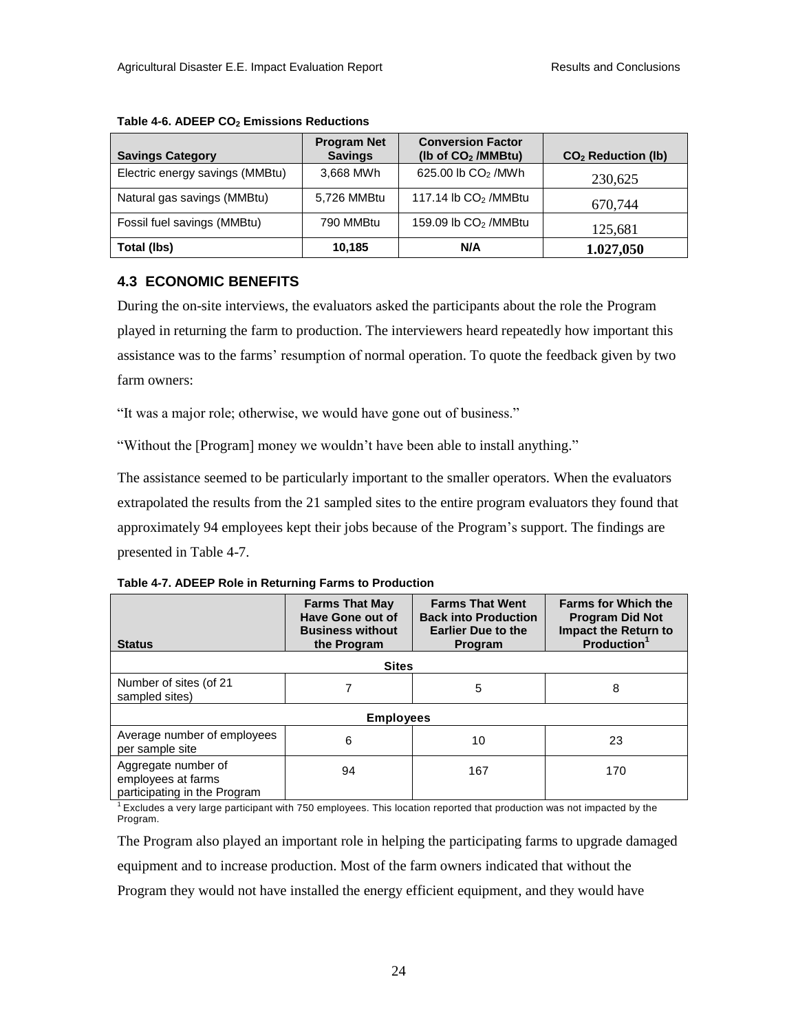**Table 4-6. ADEEP $CO_2$ Emissions Reductions**

| Savings Category | Program Net Savings | Conversion Factor (lb of $CO_2$ /MMBtu) | $CO_2$ Reduction (lb) |
|---|---|---|---|
| Electric energy savings (MMBtu) | 3,668 MWh | 625.00 lb $CO_2$ /MWh | 230,625 |
| Natural gas savings (MMBtu) | 5,726 MMBtu | 117.14 lb $CO_2$ /MMBtu | 670,744 |
| Fossil fuel savings (MMBtu) | 790 MMBtu | 159.09 lb $CO_2$ /MMBtu | 125,681 |
| **Total (lbs)** | **10,185** | **N/A** | **1.027,050** |

## 4.3 ECONOMIC BENEFITS

During the on-site interviews, the evaluators asked the participants about the role the Program played in returning the farm to production. The interviewers heard repeatedly how important this assistance was to the farms' resumption of normal operation. To quote the feedback given by two farm owners:

"It was a major role; otherwise, we would have gone out of business."

"Without the [Program] money we wouldn't have been able to install anything."

The assistance seemed to be particularly important to the smaller operators. When the evaluators extrapolated the results from the 21 sampled sites to the entire program evaluators they found that approximately 94 employees kept their jobs because of the Program's support. The findings are presented in Table 4-7.

**Table 4-7. ADEEP Role in Returning Farms to Production**

| Status | Farms That May Have Gone out of Business without the Program | Farms That Went Back into Production Earlier Due to the Program | Farms for Which the Program Did Not Impact the Return to Production[1] |
|---|---|---|---|
| **Sites** | | | |
| Number of sites (of 21 sampled sites) | 7 | 5 | 8 |
| **Employees** | | | |
| Average number of employees per sample site | 6 | 10 | 23 |
| Aggregate number of employees at farms participating in the Program | 94 | 167 | 170 |

[1] Excludes a very large participant with 750 employees. This location reported that production was not impacted by the Program.

The Program also played an important role in helping the participating farms to upgrade damaged equipment and to increase production. Most of the farm owners indicated that without the Program they would not have installed the energy efficient equipment, and they would have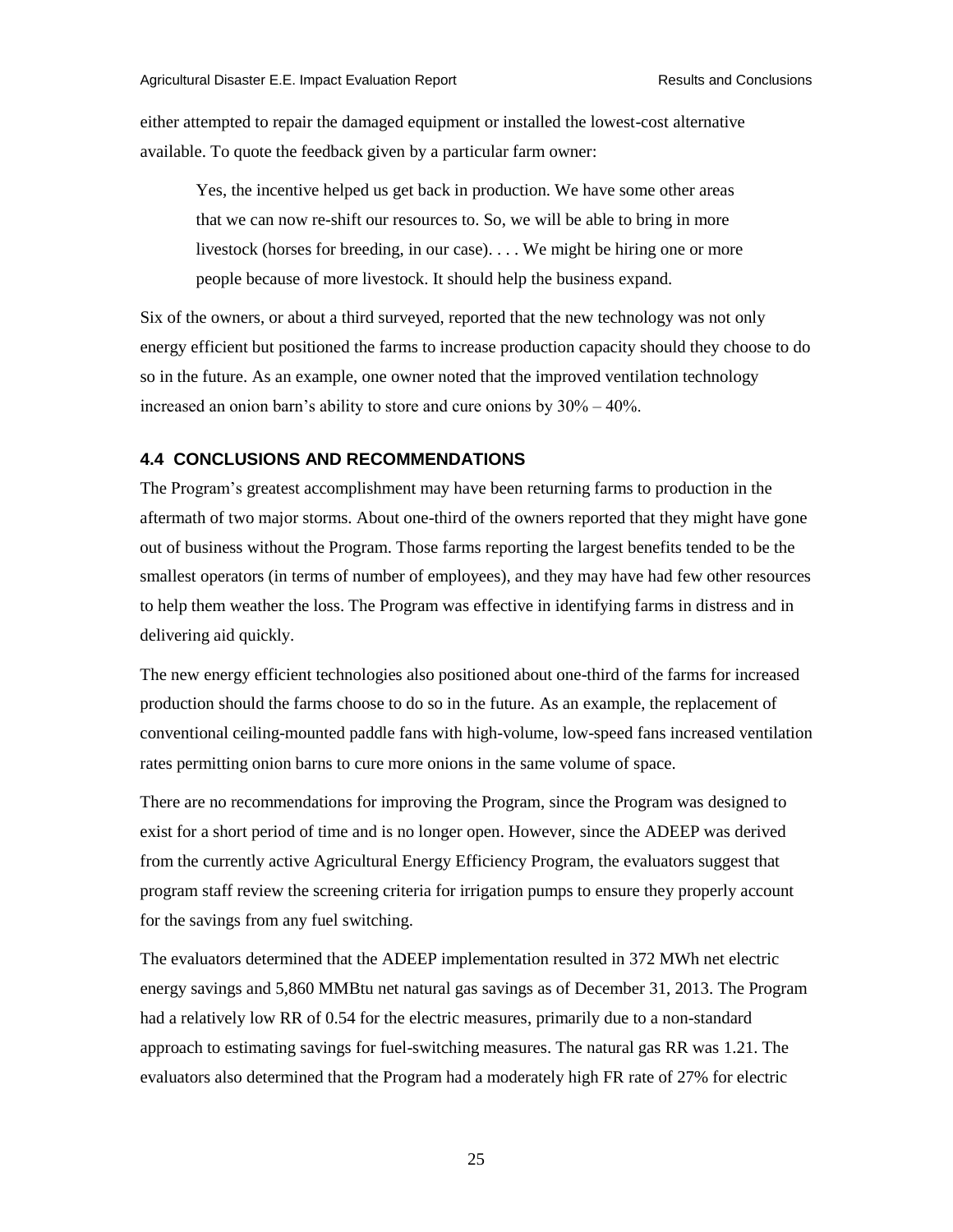either attempted to repair the damaged equipment or installed the lowest-cost alternative available. To quote the feedback given by a particular farm owner:

> Yes, the incentive helped us get back in production. We have some other areas that we can now re-shift our resources to. So, we will be able to bring in more livestock (horses for breeding, in our case). . . . We might be hiring one or more people because of more livestock. It should help the business expand.

Six of the owners, or about a third surveyed, reported that the new technology was not only energy efficient but positioned the farms to increase production capacity should they choose to do so in the future. As an example, one owner noted that the improved ventilation technology increased an onion barn's ability to store and cure onions by 30% – 40%.

### 4.4 CONCLUSIONS AND RECOMMENDATIONS

The Program's greatest accomplishment may have been returning farms to production in the aftermath of two major storms. About one-third of the owners reported that they might have gone out of business without the Program. Those farms reporting the largest benefits tended to be the smallest operators (in terms of number of employees), and they may have had few other resources to help them weather the loss. The Program was effective in identifying farms in distress and in delivering aid quickly.

The new energy efficient technologies also positioned about one-third of the farms for increased production should the farms choose to do so in the future. As an example, the replacement of conventional ceiling-mounted paddle fans with high-volume, low-speed fans increased ventilation rates permitting onion barns to cure more onions in the same volume of space.

There are no recommendations for improving the Program, since the Program was designed to exist for a short period of time and is no longer open. However, since the ADEEP was derived from the currently active Agricultural Energy Efficiency Program, the evaluators suggest that program staff review the screening criteria for irrigation pumps to ensure they properly account for the savings from any fuel switching.

The evaluators determined that the ADEEP implementation resulted in 372 MWh net electric energy savings and 5,860 MMBtu net natural gas savings as of December 31, 2013. The Program had a relatively low RR of 0.54 for the electric measures, primarily due to a non-standard approach to estimating savings for fuel-switching measures. The natural gas RR was 1.21. The evaluators also determined that the Program had a moderately high FR rate of 27% for electric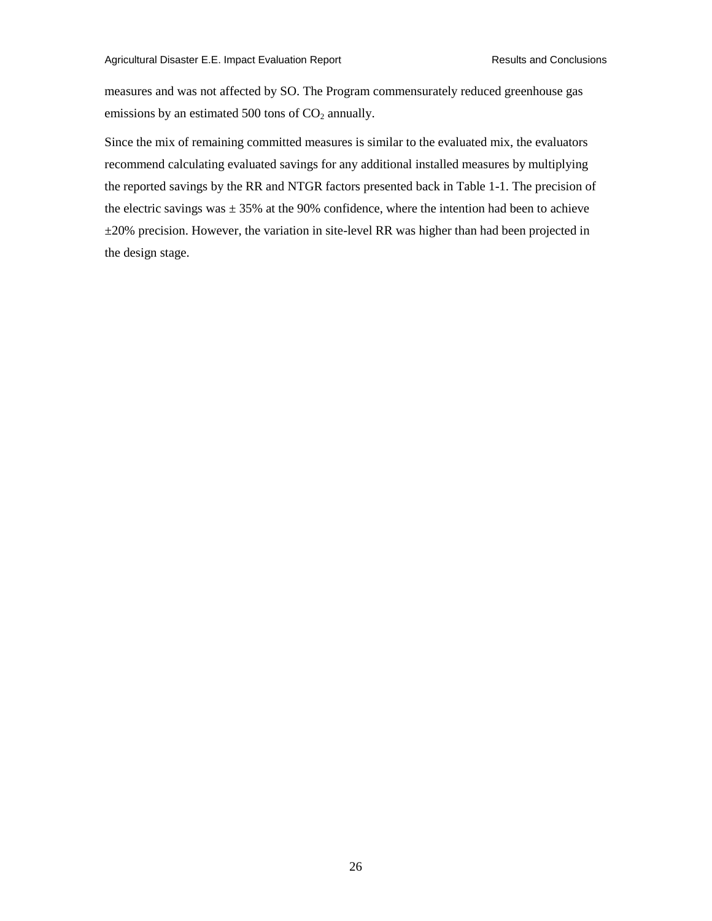measures and was not affected by SO. The Program commensurately reduced greenhouse gas emissions by an estimated 500 tons of $CO_2$ annually.

Since the mix of remaining committed measures is similar to the evaluated mix, the evaluators recommend calculating evaluated savings for any additional installed measures by multiplying the reported savings by the RR and NTGR factors presented back in Table 1-1. The precision of the electric savings was ± 35% at the 90% confidence, where the intention had been to achieve ±20% precision. However, the variation in site-level RR was higher than had been projected in the design stage.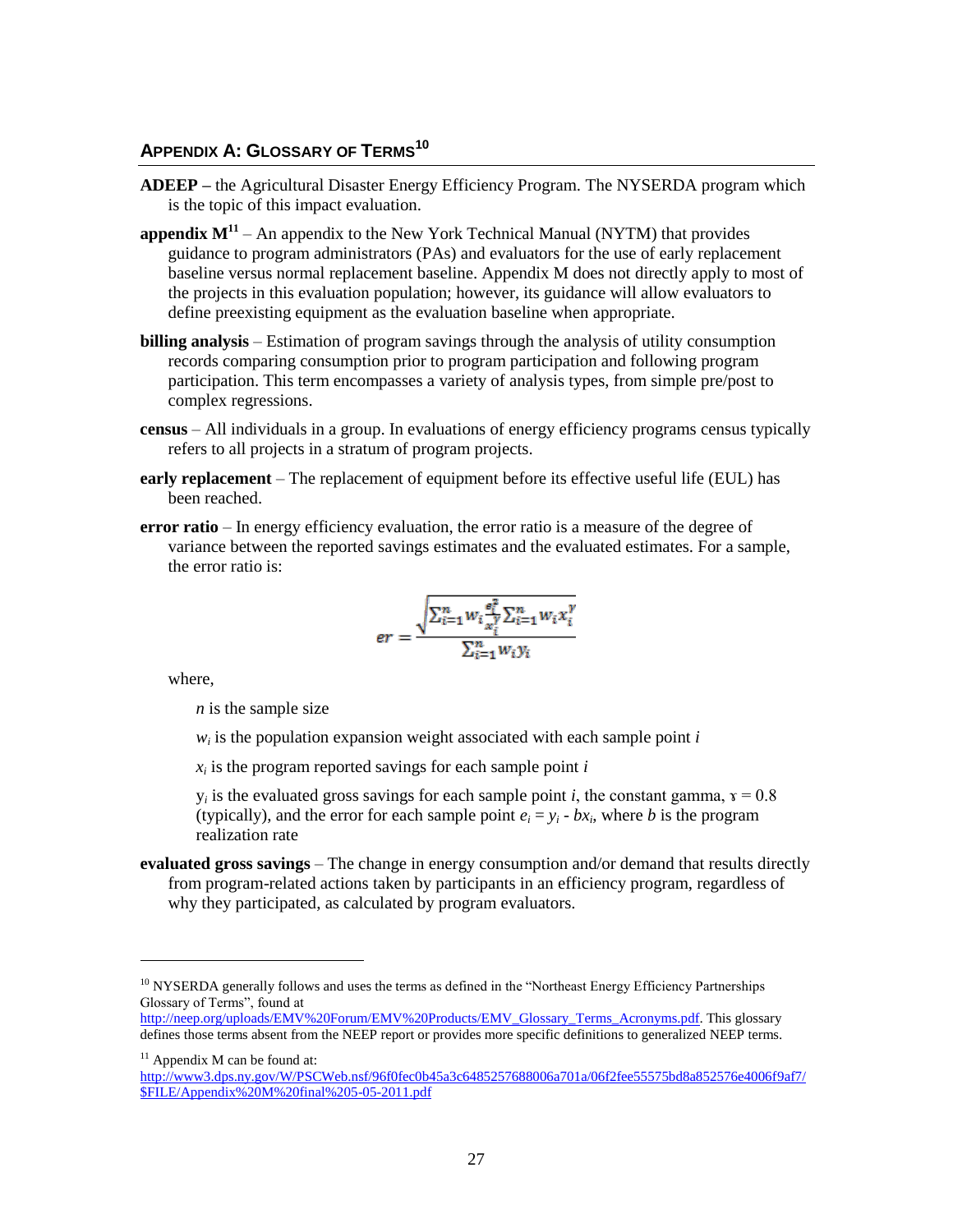## Appendix A: Glossary of Terms[10]

**ADEEP –** the Agricultural Disaster Energy Efficiency Program. The NYSERDA program which is the topic of this impact evaluation.

**appendix M[11]** – An appendix to the New York Technical Manual (NYTM) that provides guidance to program administrators (PAs) and evaluators for the use of early replacement baseline versus normal replacement baseline. Appendix M does not directly apply to most of the projects in this evaluation population; however, its guidance will allow evaluators to define preexisting equipment as the evaluation baseline when appropriate.

**billing analysis** – Estimation of program savings through the analysis of utility consumption records comparing consumption prior to program participation and following program participation. This term encompasses a variety of analysis types, from simple pre/post to complex regressions.

**census** – All individuals in a group. In evaluations of energy efficiency programs census typically refers to all projects in a stratum of program projects.

**early replacement** – The replacement of equipment before its effective useful life (EUL) has been reached.

**error ratio** – In energy efficiency evaluation, the error ratio is a measure of the degree of variance between the reported savings estimates and the evaluated estimates. For a sample, the error ratio is:

$$er = \frac{\sqrt{\sum_{i=1}^{n} w_i \frac{e_i^2}{x_i^{\gamma}} \sum_{i=1}^{n} w_i x_i^{\gamma}}}{\sum_{i=1}^{n} w_i y_i}$$

where,

$n$ is the sample size

$w_i$ is the population expansion weight associated with each sample point $i$

$x_i$ is the program reported savings for each sample point $i$

$y_i$ is the evaluated gross savings for each sample point $i$, the constant gamma, $\gamma = 0.8$ (typically), and the error for each sample point $e_i = y_i - bx_i$, where $b$ is the program realization rate

**evaluated gross savings** – The change in energy consumption and/or demand that results directly from program-related actions taken by participants in an efficiency program, regardless of why they participated, as calculated by program evaluators.

---

[10] NYSERDA generally follows and uses the terms as defined in the "Northeast Energy Efficiency Partnerships Glossary of Terms", found at http://neep.org/uploads/EMV%20Forum/EMV%20Products/EMV_Glossary_Terms_Acronyms.pdf. This glossary defines those terms absent from the NEEP report or provides more specific definitions to generalized NEEP terms.

[11] Appendix M can be found at: http://www3.dps.ny.gov/W/PSCWeb.nsf/96f0fec0b45a3c6485257688006a701a/06f2fee55575bd8a852576e4006f9af7/$FILE/Appendix%20M%20final%205-05-2011.pdf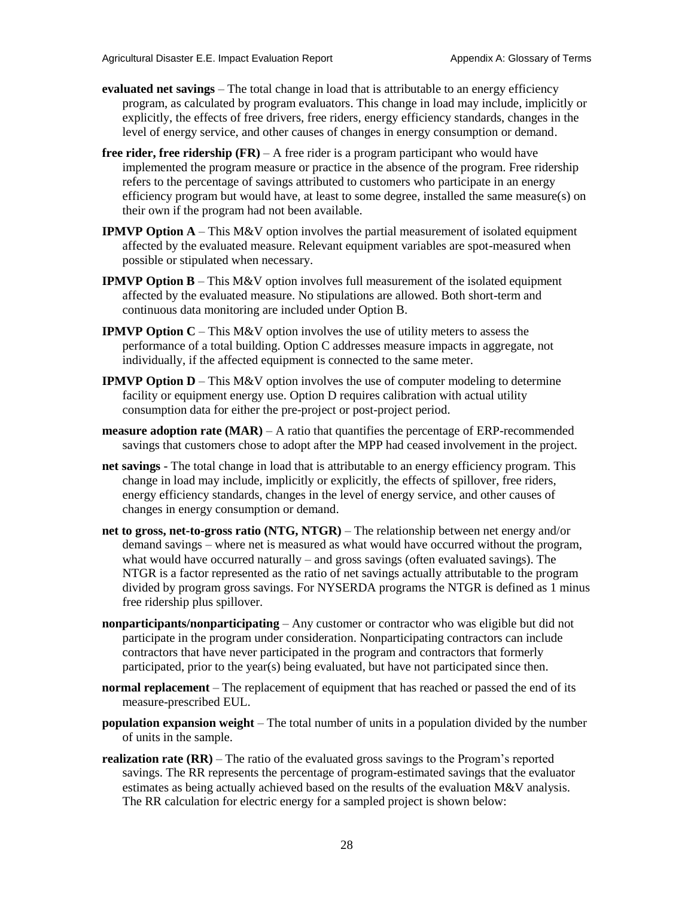**evaluated net savings** – The total change in load that is attributable to an energy efficiency program, as calculated by program evaluators. This change in load may include, implicitly or explicitly, the effects of free drivers, free riders, energy efficiency standards, changes in the level of energy service, and other causes of changes in energy consumption or demand.

**free rider, free ridership (FR)** – A free rider is a program participant who would have implemented the program measure or practice in the absence of the program. Free ridership refers to the percentage of savings attributed to customers who participate in an energy efficiency program but would have, at least to some degree, installed the same measure(s) on their own if the program had not been available.

**IPMVP Option A** – This M&V option involves the partial measurement of isolated equipment affected by the evaluated measure. Relevant equipment variables are spot-measured when possible or stipulated when necessary.

**IPMVP Option B** – This M&V option involves full measurement of the isolated equipment affected by the evaluated measure. No stipulations are allowed. Both short-term and continuous data monitoring are included under Option B.

**IPMVP Option C** – This M&V option involves the use of utility meters to assess the performance of a total building. Option C addresses measure impacts in aggregate, not individually, if the affected equipment is connected to the same meter.

**IPMVP Option D** – This M&V option involves the use of computer modeling to determine facility or equipment energy use. Option D requires calibration with actual utility consumption data for either the pre-project or post-project period.

**measure adoption rate (MAR)** – A ratio that quantifies the percentage of ERP-recommended savings that customers chose to adopt after the MPP had ceased involvement in the project.

**net savings** - The total change in load that is attributable to an energy efficiency program. This change in load may include, implicitly or explicitly, the effects of spillover, free riders, energy efficiency standards, changes in the level of energy service, and other causes of changes in energy consumption or demand.

**net to gross, net-to-gross ratio (NTG, NTGR)** – The relationship between net energy and/or demand savings – where net is measured as what would have occurred without the program, what would have occurred naturally – and gross savings (often evaluated savings). The NTGR is a factor represented as the ratio of net savings actually attributable to the program divided by program gross savings. For NYSERDA programs the NTGR is defined as 1 minus free ridership plus spillover.

**nonparticipants/nonparticipating** – Any customer or contractor who was eligible but did not participate in the program under consideration. Nonparticipating contractors can include contractors that have never participated in the program and contractors that formerly participated, prior to the year(s) being evaluated, but have not participated since then.

**normal replacement** – The replacement of equipment that has reached or passed the end of its measure-prescribed EUL.

**population expansion weight** – The total number of units in a population divided by the number of units in the sample.

**realization rate (RR)** – The ratio of the evaluated gross savings to the Program's reported savings. The RR represents the percentage of program-estimated savings that the evaluator estimates as being actually achieved based on the results of the evaluation M&V analysis. The RR calculation for electric energy for a sampled project is shown below: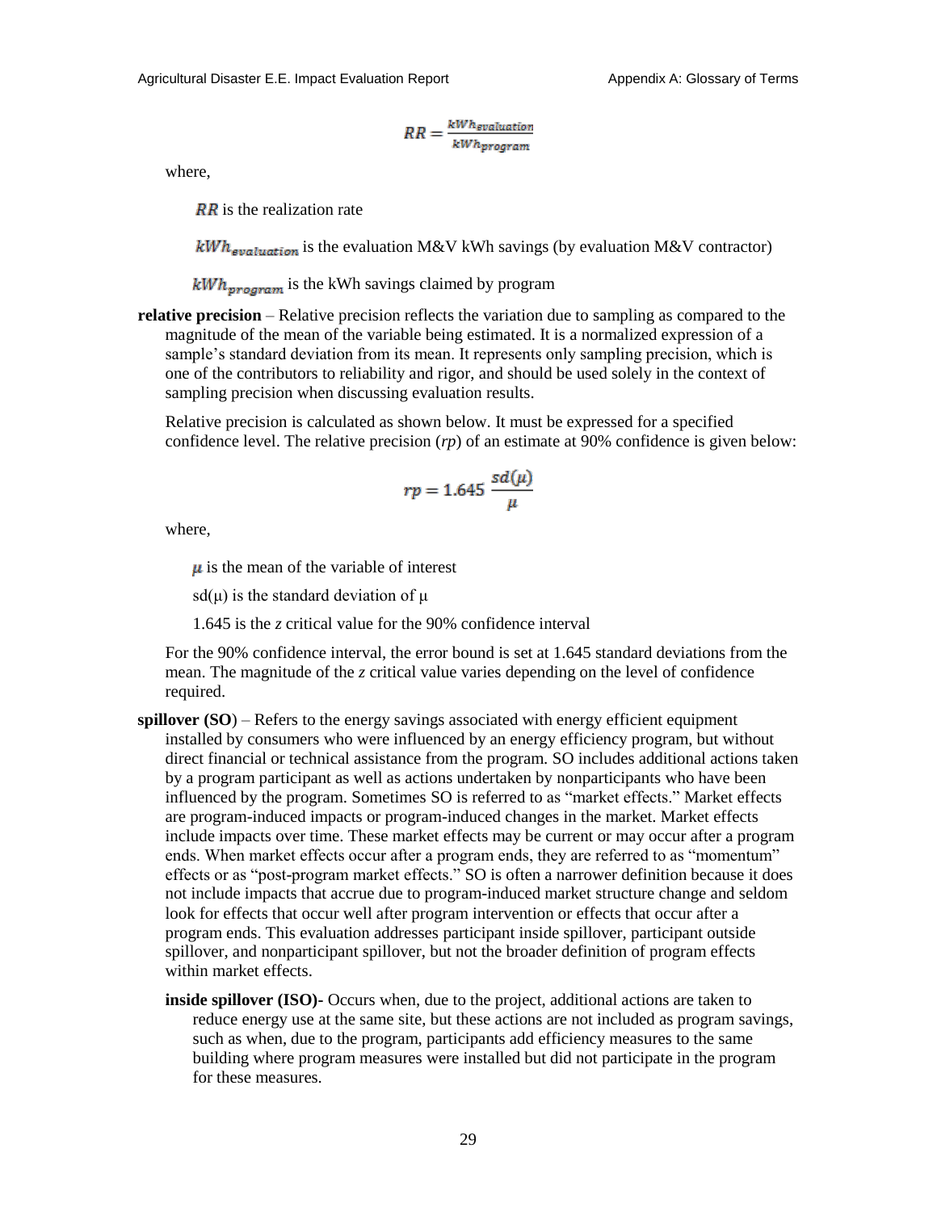$$RR = \frac{kWh_{evaluation}}{kWh_{program}}$$

where,

$RR$ is the realization rate

$kWh_{evaluation}$ is the evaluation M&V kWh savings (by evaluation M&V contractor)

$kWh_{program}$ is the kWh savings claimed by program

**relative precision** – Relative precision reflects the variation due to sampling as compared to the magnitude of the mean of the variable being estimated. It is a normalized expression of a sample's standard deviation from its mean. It represents only sampling precision, which is one of the contributors to reliability and rigor, and should be used solely in the context of sampling precision when discussing evaluation results.

Relative precision is calculated as shown below. It must be expressed for a specified confidence level. The relative precision (*rp*) of an estimate at 90% confidence is given below:

$$rp = 1.645 \, \frac{sd(\mu)}{\mu}$$

where,

$\mu$ is the mean of the variable of interest

$sd(\mu)$ is the standard deviation of $\mu$

1.645 is the *z* critical value for the 90% confidence interval

For the 90% confidence interval, the error bound is set at 1.645 standard deviations from the mean. The magnitude of the *z* critical value varies depending on the level of confidence required.

**spillover (SO)** – Refers to the energy savings associated with energy efficient equipment installed by consumers who were influenced by an energy efficiency program, but without direct financial or technical assistance from the program. SO includes additional actions taken by a program participant as well as actions undertaken by nonparticipants who have been influenced by the program. Sometimes SO is referred to as "market effects." Market effects are program-induced impacts or program-induced changes in the market. Market effects include impacts over time. These market effects may be current or may occur after a program ends. When market effects occur after a program ends, they are referred to as "momentum" effects or as "post-program market effects." SO is often a narrower definition because it does not include impacts that accrue due to program-induced market structure change and seldom look for effects that occur well after program intervention or effects that occur after a program ends. This evaluation addresses participant inside spillover, participant outside spillover, and nonparticipant spillover, but not the broader definition of program effects within market effects.

**inside spillover (ISO)-** Occurs when, due to the project, additional actions are taken to reduce energy use at the same site, but these actions are not included as program savings, such as when, due to the program, participants add efficiency measures to the same building where program measures were installed but did not participate in the program for these measures.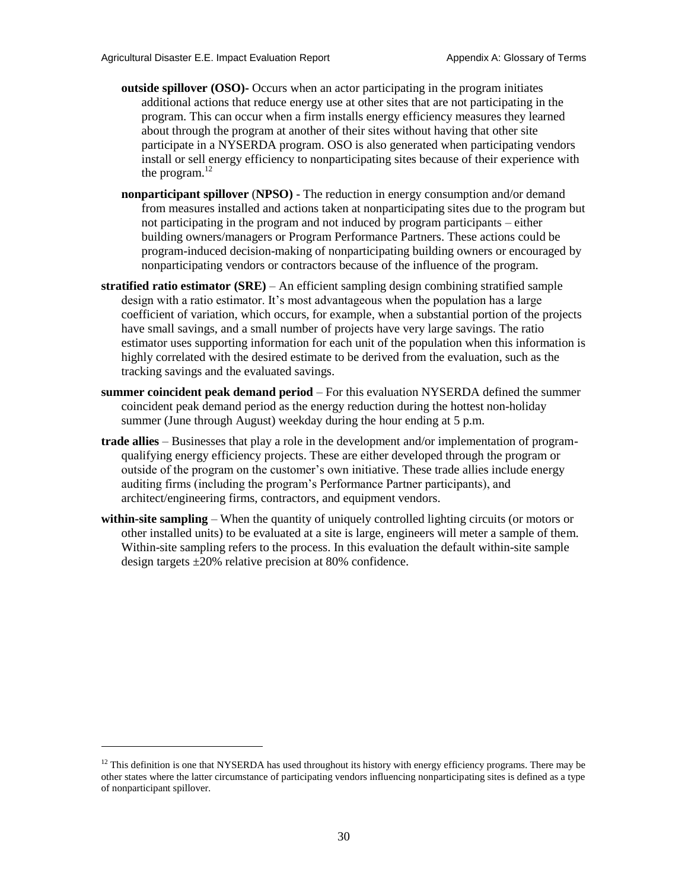**outside spillover (OSO)-** Occurs when an actor participating in the program initiates additional actions that reduce energy use at other sites that are not participating in the program. This can occur when a firm installs energy efficiency measures they learned about through the program at another of their sites without having that other site participate in a NYSERDA program. OSO is also generated when participating vendors install or sell energy efficiency to nonparticipating sites because of their experience with the program.[12]

**nonparticipant spillover** (**NPSO)** - The reduction in energy consumption and/or demand from measures installed and actions taken at nonparticipating sites due to the program but not participating in the program and not induced by program participants – either building owners/managers or Program Performance Partners. These actions could be program-induced decision-making of nonparticipating building owners or encouraged by nonparticipating vendors or contractors because of the influence of the program.

**stratified ratio estimator (SRE)** – An efficient sampling design combining stratified sample design with a ratio estimator. It's most advantageous when the population has a large coefficient of variation, which occurs, for example, when a substantial portion of the projects have small savings, and a small number of projects have very large savings. The ratio estimator uses supporting information for each unit of the population when this information is highly correlated with the desired estimate to be derived from the evaluation, such as the tracking savings and the evaluated savings.

**summer coincident peak demand period** – For this evaluation NYSERDA defined the summer coincident peak demand period as the energy reduction during the hottest non-holiday summer (June through August) weekday during the hour ending at 5 p.m.

**trade allies** – Businesses that play a role in the development and/or implementation of program-qualifying energy efficiency projects. These are either developed through the program or outside of the program on the customer's own initiative. These trade allies include energy auditing firms (including the program's Performance Partner participants), and architect/engineering firms, contractors, and equipment vendors.

**within-site sampling** – When the quantity of uniquely controlled lighting circuits (or motors or other installed units) to be evaluated at a site is large, engineers will meter a sample of them. Within-site sampling refers to the process. In this evaluation the default within-site sample design targets ±20% relative precision at 80% confidence.

---

[12] This definition is one that NYSERDA has used throughout its history with energy efficiency programs. There may be other states where the latter circumstance of participating vendors influencing nonparticipating sites is defined as a type of nonparticipant spillover.